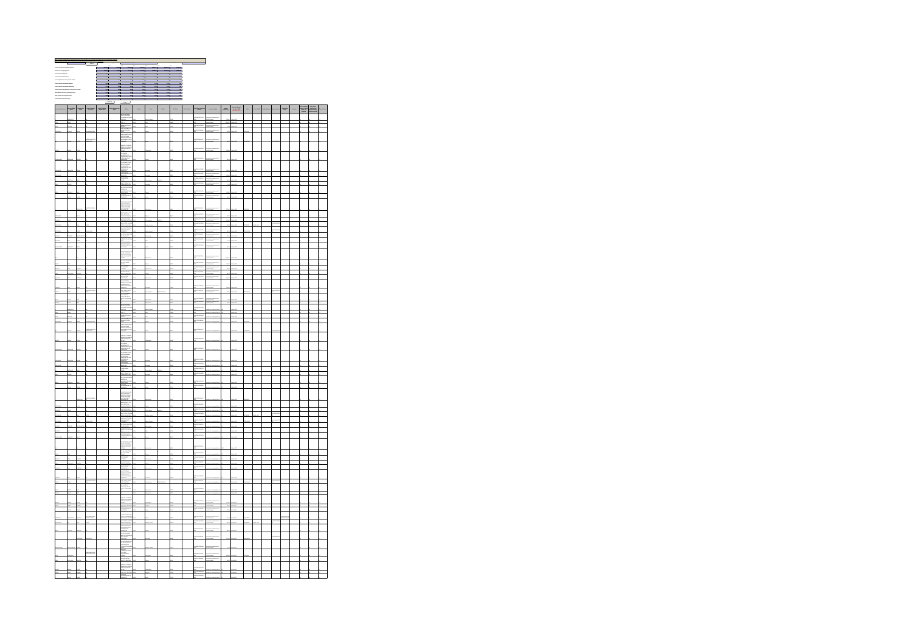|  |  |  |                                                     |  |             | $\overline{\phantom{a}}$ |                      |          |   |  |          |   |  |
|--|--|--|-----------------------------------------------------|--|-------------|--------------------------|----------------------|----------|---|--|----------|---|--|
|  |  |  |                                                     |  |             |                          |                      |          |   |  |          |   |  |
|  |  |  |                                                     |  |             |                          |                      |          |   |  |          |   |  |
|  |  |  |                                                     |  |             |                          |                      |          |   |  |          |   |  |
|  |  |  |                                                     |  |             |                          |                      |          |   |  |          |   |  |
|  |  |  |                                                     |  |             |                          |                      |          |   |  |          |   |  |
|  |  |  |                                                     |  |             |                          |                      |          |   |  |          |   |  |
|  |  |  |                                                     |  |             |                          |                      |          |   |  |          |   |  |
|  |  |  |                                                     |  |             |                          |                      |          |   |  |          |   |  |
|  |  |  |                                                     |  |             |                          |                      |          |   |  |          |   |  |
|  |  |  |                                                     |  | $\boxed{-}$ | $\mathbf{q}$             |                      | $\equiv$ | ÷ |  | $\equiv$ | H |  |
|  |  |  |                                                     |  |             |                          |                      |          |   |  |          |   |  |
|  |  |  |                                                     |  |             |                          |                      |          |   |  |          |   |  |
|  |  |  |                                                     |  |             |                          |                      |          |   |  |          |   |  |
|  |  |  |                                                     |  |             |                          |                      |          |   |  |          |   |  |
|  |  |  |                                                     |  |             |                          |                      |          |   |  |          |   |  |
|  |  |  |                                                     |  |             |                          |                      |          |   |  |          |   |  |
|  |  |  |                                                     |  |             |                          |                      |          |   |  |          |   |  |
|  |  |  |                                                     |  |             |                          |                      |          |   |  |          |   |  |
|  |  |  |                                                     |  |             |                          |                      |          |   |  |          |   |  |
|  |  |  | una.                                                |  |             |                          |                      |          |   |  |          |   |  |
|  |  |  |                                                     |  |             |                          |                      |          |   |  |          |   |  |
|  |  |  | ------<br>---------<br>---------<br>--------        |  |             |                          |                      |          |   |  |          |   |  |
|  |  |  |                                                     |  |             |                          |                      |          |   |  |          |   |  |
|  |  |  |                                                     |  |             |                          |                      |          |   |  |          |   |  |
|  |  |  | ÷,                                                  |  |             |                          |                      |          |   |  |          |   |  |
|  |  |  |                                                     |  |             |                          |                      |          |   |  |          |   |  |
|  |  |  | 1.12338, 2.1                                        |  |             |                          |                      |          |   |  |          |   |  |
|  |  |  |                                                     |  |             |                          |                      |          |   |  |          |   |  |
|  |  |  |                                                     |  |             |                          |                      |          |   |  |          |   |  |
|  |  |  |                                                     |  |             |                          |                      |          |   |  |          |   |  |
|  |  |  | of the cars a and<br>the home cars<br>cars in exame |  |             |                          |                      |          |   |  |          |   |  |
|  |  |  |                                                     |  |             |                          |                      |          |   |  |          |   |  |
|  |  |  | ang u                                               |  |             |                          |                      |          |   |  |          |   |  |
|  |  |  |                                                     |  |             |                          |                      |          |   |  |          |   |  |
|  |  |  |                                                     |  |             | -----                    | <b>Market Street</b> |          |   |  |          |   |  |
|  |  |  | ---                                                 |  |             |                          |                      |          |   |  |          |   |  |
|  |  |  |                                                     |  |             |                          | i.                   |          |   |  |          |   |  |
|  |  |  |                                                     |  |             |                          |                      |          |   |  |          |   |  |
|  |  |  | i<br>Matematika                                     |  |             |                          |                      |          |   |  |          |   |  |
|  |  |  |                                                     |  |             |                          |                      |          |   |  |          |   |  |
|  |  |  |                                                     |  |             |                          |                      |          |   |  |          |   |  |
|  |  |  |                                                     |  |             |                          |                      |          |   |  |          |   |  |
|  |  |  |                                                     |  |             |                          |                      |          |   |  |          |   |  |
|  |  |  |                                                     |  |             |                          |                      |          |   |  |          |   |  |
|  |  |  |                                                     |  |             |                          |                      |          |   |  |          |   |  |
|  |  |  | m                                                   |  |             |                          |                      |          |   |  |          |   |  |
|  |  |  |                                                     |  |             |                          |                      |          |   |  |          |   |  |
|  |  |  |                                                     |  |             |                          |                      |          |   |  |          |   |  |
|  |  |  |                                                     |  |             |                          |                      |          |   |  |          |   |  |
|  |  |  |                                                     |  |             |                          |                      |          |   |  |          |   |  |
|  |  |  |                                                     |  |             |                          |                      |          |   |  |          |   |  |
|  |  |  |                                                     |  |             |                          |                      |          |   |  |          |   |  |
|  |  |  |                                                     |  |             |                          |                      |          |   |  |          |   |  |
|  |  |  |                                                     |  |             |                          |                      |          |   |  |          |   |  |
|  |  |  |                                                     |  |             |                          |                      |          |   |  |          |   |  |
|  |  |  |                                                     |  |             |                          |                      |          |   |  |          |   |  |
|  |  |  |                                                     |  |             |                          |                      |          |   |  |          |   |  |
|  |  |  |                                                     |  |             |                          |                      |          |   |  |          |   |  |
|  |  |  |                                                     |  |             |                          |                      |          |   |  |          |   |  |
|  |  |  |                                                     |  |             |                          |                      |          |   |  |          |   |  |
|  |  |  |                                                     |  |             |                          |                      |          |   |  |          |   |  |
|  |  |  |                                                     |  |             |                          |                      |          |   |  |          |   |  |
|  |  |  |                                                     |  |             |                          |                      |          |   |  |          |   |  |
|  |  |  |                                                     |  |             |                          |                      |          |   |  |          |   |  |
|  |  |  |                                                     |  |             |                          |                      |          |   |  |          |   |  |
|  |  |  | É                                                   |  |             | ------                   |                      |          |   |  |          |   |  |
|  |  |  |                                                     |  |             |                          |                      |          |   |  |          |   |  |
|  |  |  |                                                     |  |             |                          |                      |          |   |  |          |   |  |
|  |  |  |                                                     |  |             |                          |                      |          |   |  |          |   |  |
|  |  |  |                                                     |  |             |                          |                      |          |   |  |          |   |  |
|  |  |  |                                                     |  |             |                          |                      |          |   |  |          |   |  |
|  |  |  |                                                     |  |             |                          |                      |          |   |  |          |   |  |
|  |  |  | ÷                                                   |  |             |                          |                      |          |   |  |          |   |  |
|  |  |  |                                                     |  |             |                          |                      |          |   |  |          |   |  |
|  |  |  |                                                     |  |             |                          |                      |          |   |  |          |   |  |
|  |  |  | <b>TRIAN</b>                                        |  |             |                          |                      |          |   |  |          |   |  |
|  |  |  | 100000                                              |  |             |                          |                      |          |   |  |          |   |  |
|  |  |  |                                                     |  |             |                          |                      |          |   |  |          |   |  |
|  |  |  |                                                     |  |             |                          |                      |          |   |  |          |   |  |
|  |  |  |                                                     |  |             |                          |                      |          |   |  |          |   |  |
|  |  |  |                                                     |  |             |                          |                      |          |   |  |          |   |  |
|  |  |  |                                                     |  |             |                          |                      |          |   |  |          |   |  |
|  |  |  |                                                     |  |             |                          |                      |          |   |  |          |   |  |
|  |  |  |                                                     |  |             |                          |                      |          |   |  |          |   |  |
|  |  |  |                                                     |  |             |                          |                      |          |   |  |          |   |  |
|  |  |  |                                                     |  |             | <b>HARASS</b>            |                      |          |   |  |          |   |  |
|  |  |  |                                                     |  |             |                          |                      |          |   |  |          |   |  |
|  |  |  |                                                     |  |             |                          |                      |          |   |  |          |   |  |
|  |  |  |                                                     |  |             |                          |                      |          |   |  |          |   |  |
|  |  |  |                                                     |  |             |                          |                      |          |   |  |          |   |  |
|  |  |  |                                                     |  |             |                          |                      |          |   |  |          |   |  |
|  |  |  |                                                     |  |             |                          |                      |          |   |  |          |   |  |
|  |  |  |                                                     |  |             |                          |                      |          |   |  |          |   |  |
|  |  |  |                                                     |  |             |                          |                      |          |   |  |          |   |  |
|  |  |  |                                                     |  |             |                          |                      |          |   |  |          |   |  |
|  |  |  |                                                     |  |             |                          |                      |          |   |  |          |   |  |
|  |  |  |                                                     |  |             |                          |                      |          |   |  |          |   |  |
|  |  |  | e'l hamatha<br>Arang han                            |  |             |                          |                      |          |   |  |          |   |  |
|  |  |  |                                                     |  |             |                          |                      |          |   |  |          |   |  |
|  |  |  | man<br>Nasar                                        |  |             |                          |                      |          |   |  |          |   |  |
|  |  |  |                                                     |  |             |                          |                      |          |   |  |          |   |  |
|  |  |  |                                                     |  |             |                          |                      |          |   |  |          |   |  |
|  |  |  |                                                     |  |             |                          |                      |          |   |  |          |   |  |
|  |  |  |                                                     |  |             |                          |                      |          |   |  |          |   |  |
|  |  |  |                                                     |  |             |                          |                      |          |   |  |          |   |  |
|  |  |  |                                                     |  |             |                          |                      |          |   |  |          |   |  |
|  |  |  |                                                     |  |             |                          |                      |          |   |  |          |   |  |
|  |  |  |                                                     |  |             |                          |                      |          |   |  |          |   |  |
|  |  |  |                                                     |  |             |                          |                      |          |   |  |          |   |  |
|  |  |  |                                                     |  |             |                          |                      |          |   |  |          |   |  |
|  |  |  |                                                     |  |             |                          |                      |          |   |  |          |   |  |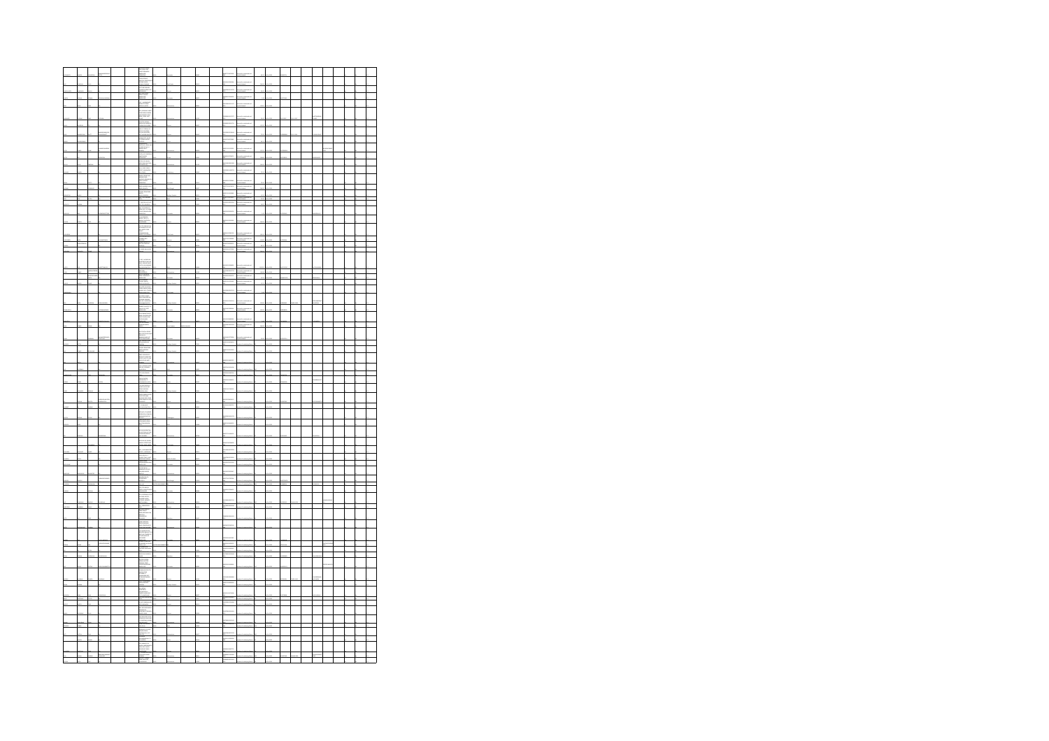|  |  |  |                           |  |  |        | and for authorized and |  |  |  |  |  |  |
|--|--|--|---------------------------|--|--|--------|------------------------|--|--|--|--|--|--|
|  |  |  |                           |  |  |        |                        |  |  |  |  |  |  |
|  |  |  |                           |  |  |        |                        |  |  |  |  |  |  |
|  |  |  |                           |  |  |        |                        |  |  |  |  |  |  |
|  |  |  |                           |  |  |        |                        |  |  |  |  |  |  |
|  |  |  |                           |  |  |        |                        |  |  |  |  |  |  |
|  |  |  |                           |  |  |        |                        |  |  |  |  |  |  |
|  |  |  |                           |  |  |        |                        |  |  |  |  |  |  |
|  |  |  | 1478<br>13 Maii<br>13 Mai |  |  |        |                        |  |  |  |  |  |  |
|  |  |  |                           |  |  |        |                        |  |  |  |  |  |  |
|  |  |  |                           |  |  |        |                        |  |  |  |  |  |  |
|  |  |  |                           |  |  |        |                        |  |  |  |  |  |  |
|  |  |  |                           |  |  |        |                        |  |  |  |  |  |  |
|  |  |  | Ē                         |  |  |        |                        |  |  |  |  |  |  |
|  |  |  |                           |  |  |        |                        |  |  |  |  |  |  |
|  |  |  |                           |  |  |        |                        |  |  |  |  |  |  |
|  |  |  |                           |  |  |        |                        |  |  |  |  |  |  |
|  |  |  |                           |  |  |        |                        |  |  |  |  |  |  |
|  |  |  |                           |  |  |        |                        |  |  |  |  |  |  |
|  |  |  |                           |  |  |        |                        |  |  |  |  |  |  |
|  |  |  |                           |  |  |        |                        |  |  |  |  |  |  |
|  |  |  |                           |  |  |        |                        |  |  |  |  |  |  |
|  |  |  |                           |  |  |        |                        |  |  |  |  |  |  |
|  |  |  |                           |  |  |        |                        |  |  |  |  |  |  |
|  |  |  |                           |  |  |        |                        |  |  |  |  |  |  |
|  |  |  |                           |  |  |        |                        |  |  |  |  |  |  |
|  |  |  |                           |  |  |        |                        |  |  |  |  |  |  |
|  |  |  |                           |  |  |        |                        |  |  |  |  |  |  |
|  |  |  |                           |  |  |        |                        |  |  |  |  |  |  |
|  |  |  |                           |  |  |        |                        |  |  |  |  |  |  |
|  |  |  |                           |  |  |        |                        |  |  |  |  |  |  |
|  |  |  |                           |  |  |        |                        |  |  |  |  |  |  |
|  |  |  |                           |  |  |        |                        |  |  |  |  |  |  |
|  |  |  |                           |  |  |        |                        |  |  |  |  |  |  |
|  |  |  |                           |  |  |        |                        |  |  |  |  |  |  |
|  |  |  |                           |  |  |        |                        |  |  |  |  |  |  |
|  |  |  |                           |  |  |        |                        |  |  |  |  |  |  |
|  |  |  |                           |  |  |        |                        |  |  |  |  |  |  |
|  |  |  |                           |  |  |        |                        |  |  |  |  |  |  |
|  |  |  | ÷                         |  |  |        |                        |  |  |  |  |  |  |
|  |  |  |                           |  |  |        |                        |  |  |  |  |  |  |
|  |  |  |                           |  |  |        |                        |  |  |  |  |  |  |
|  |  |  |                           |  |  |        |                        |  |  |  |  |  |  |
|  |  |  |                           |  |  |        |                        |  |  |  |  |  |  |
|  |  |  |                           |  |  |        |                        |  |  |  |  |  |  |
|  |  |  | È,                        |  |  |        |                        |  |  |  |  |  |  |
|  |  |  | men.<br>Første            |  |  |        |                        |  |  |  |  |  |  |
|  |  |  |                           |  |  |        |                        |  |  |  |  |  |  |
|  |  |  |                           |  |  |        |                        |  |  |  |  |  |  |
|  |  |  | ÷                         |  |  | a sann |                        |  |  |  |  |  |  |
|  |  |  |                           |  |  |        |                        |  |  |  |  |  |  |
|  |  |  |                           |  |  |        |                        |  |  |  |  |  |  |
|  |  |  | F                         |  |  |        |                        |  |  |  |  |  |  |
|  |  |  |                           |  |  |        |                        |  |  |  |  |  |  |
|  |  |  |                           |  |  |        |                        |  |  |  |  |  |  |
|  |  |  |                           |  |  |        |                        |  |  |  |  |  |  |
|  |  |  |                           |  |  |        |                        |  |  |  |  |  |  |
|  |  |  |                           |  |  |        |                        |  |  |  |  |  |  |
|  |  |  | É                         |  |  |        |                        |  |  |  |  |  |  |
|  |  |  |                           |  |  |        |                        |  |  |  |  |  |  |
|  |  |  |                           |  |  |        |                        |  |  |  |  |  |  |
|  |  |  |                           |  |  |        |                        |  |  |  |  |  |  |
|  |  |  |                           |  |  |        |                        |  |  |  |  |  |  |
|  |  |  |                           |  |  |        |                        |  |  |  |  |  |  |
|  |  |  |                           |  |  |        |                        |  |  |  |  |  |  |
|  |  |  |                           |  |  |        |                        |  |  |  |  |  |  |
|  |  |  |                           |  |  |        |                        |  |  |  |  |  |  |
|  |  |  | ÷                         |  |  |        |                        |  |  |  |  |  |  |
|  |  |  |                           |  |  |        |                        |  |  |  |  |  |  |
|  |  |  | $\frac{1}{2}$             |  |  |        |                        |  |  |  |  |  |  |
|  |  |  |                           |  |  |        |                        |  |  |  |  |  |  |
|  |  |  |                           |  |  |        |                        |  |  |  |  |  |  |
|  |  |  | $\mathbf{r}$              |  |  |        |                        |  |  |  |  |  |  |
|  |  |  |                           |  |  |        |                        |  |  |  |  |  |  |
|  |  |  |                           |  |  |        |                        |  |  |  |  |  |  |
|  |  |  | $\equiv$                  |  |  |        |                        |  |  |  |  |  |  |
|  |  |  |                           |  |  |        |                        |  |  |  |  |  |  |
|  |  |  |                           |  |  |        |                        |  |  |  |  |  |  |
|  |  |  |                           |  |  |        |                        |  |  |  |  |  |  |
|  |  |  | $\frac{1}{2}$             |  |  |        |                        |  |  |  |  |  |  |
|  |  |  |                           |  |  |        |                        |  |  |  |  |  |  |
|  |  |  |                           |  |  |        |                        |  |  |  |  |  |  |
|  |  |  |                           |  |  |        |                        |  |  |  |  |  |  |
|  |  |  |                           |  |  |        |                        |  |  |  |  |  |  |
|  |  |  |                           |  |  |        |                        |  |  |  |  |  |  |
|  |  |  |                           |  |  |        |                        |  |  |  |  |  |  |
|  |  |  |                           |  |  |        |                        |  |  |  |  |  |  |
|  |  |  |                           |  |  |        |                        |  |  |  |  |  |  |
|  |  |  |                           |  |  |        |                        |  |  |  |  |  |  |
|  |  |  |                           |  |  |        |                        |  |  |  |  |  |  |
|  |  |  |                           |  |  |        |                        |  |  |  |  |  |  |
|  |  |  |                           |  |  |        |                        |  |  |  |  |  |  |
|  |  |  |                           |  |  |        |                        |  |  |  |  |  |  |
|  |  |  |                           |  |  |        |                        |  |  |  |  |  |  |
|  |  |  |                           |  |  |        |                        |  |  |  |  |  |  |
|  |  |  |                           |  |  |        |                        |  |  |  |  |  |  |
|  |  |  |                           |  |  |        |                        |  |  |  |  |  |  |
|  |  |  |                           |  |  |        |                        |  |  |  |  |  |  |
|  |  |  | Ħ                         |  |  |        |                        |  |  |  |  |  |  |
|  |  |  |                           |  |  |        |                        |  |  |  |  |  |  |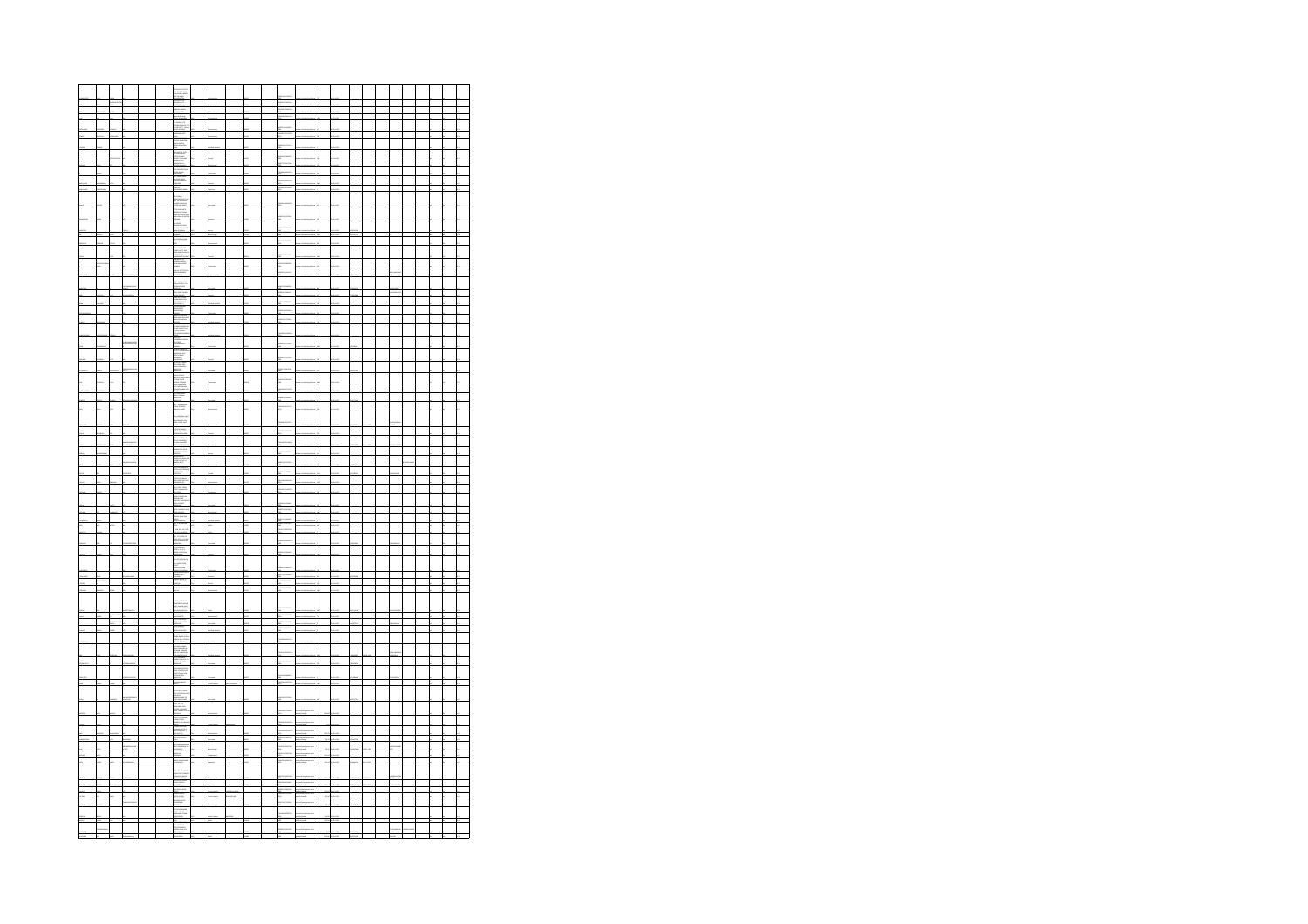|  |  |  | a manus       |  |  |                                                                                                                                                                                                                                                                                                                                                                                                                                                                                           |  |  |  |  |  |  |
|--|--|--|---------------|--|--|-------------------------------------------------------------------------------------------------------------------------------------------------------------------------------------------------------------------------------------------------------------------------------------------------------------------------------------------------------------------------------------------------------------------------------------------------------------------------------------------|--|--|--|--|--|--|
|  |  |  |               |  |  |                                                                                                                                                                                                                                                                                                                                                                                                                                                                                           |  |  |  |  |  |  |
|  |  |  |               |  |  |                                                                                                                                                                                                                                                                                                                                                                                                                                                                                           |  |  |  |  |  |  |
|  |  |  |               |  |  |                                                                                                                                                                                                                                                                                                                                                                                                                                                                                           |  |  |  |  |  |  |
|  |  |  |               |  |  |                                                                                                                                                                                                                                                                                                                                                                                                                                                                                           |  |  |  |  |  |  |
|  |  |  |               |  |  |                                                                                                                                                                                                                                                                                                                                                                                                                                                                                           |  |  |  |  |  |  |
|  |  |  |               |  |  |                                                                                                                                                                                                                                                                                                                                                                                                                                                                                           |  |  |  |  |  |  |
|  |  |  |               |  |  |                                                                                                                                                                                                                                                                                                                                                                                                                                                                                           |  |  |  |  |  |  |
|  |  |  |               |  |  |                                                                                                                                                                                                                                                                                                                                                                                                                                                                                           |  |  |  |  |  |  |
|  |  |  |               |  |  |                                                                                                                                                                                                                                                                                                                                                                                                                                                                                           |  |  |  |  |  |  |
|  |  |  |               |  |  |                                                                                                                                                                                                                                                                                                                                                                                                                                                                                           |  |  |  |  |  |  |
|  |  |  |               |  |  |                                                                                                                                                                                                                                                                                                                                                                                                                                                                                           |  |  |  |  |  |  |
|  |  |  |               |  |  |                                                                                                                                                                                                                                                                                                                                                                                                                                                                                           |  |  |  |  |  |  |
|  |  |  |               |  |  |                                                                                                                                                                                                                                                                                                                                                                                                                                                                                           |  |  |  |  |  |  |
|  |  |  |               |  |  |                                                                                                                                                                                                                                                                                                                                                                                                                                                                                           |  |  |  |  |  |  |
|  |  |  |               |  |  |                                                                                                                                                                                                                                                                                                                                                                                                                                                                                           |  |  |  |  |  |  |
|  |  |  |               |  |  |                                                                                                                                                                                                                                                                                                                                                                                                                                                                                           |  |  |  |  |  |  |
|  |  |  |               |  |  |                                                                                                                                                                                                                                                                                                                                                                                                                                                                                           |  |  |  |  |  |  |
|  |  |  |               |  |  |                                                                                                                                                                                                                                                                                                                                                                                                                                                                                           |  |  |  |  |  |  |
|  |  |  |               |  |  |                                                                                                                                                                                                                                                                                                                                                                                                                                                                                           |  |  |  |  |  |  |
|  |  |  |               |  |  |                                                                                                                                                                                                                                                                                                                                                                                                                                                                                           |  |  |  |  |  |  |
|  |  |  |               |  |  |                                                                                                                                                                                                                                                                                                                                                                                                                                                                                           |  |  |  |  |  |  |
|  |  |  |               |  |  |                                                                                                                                                                                                                                                                                                                                                                                                                                                                                           |  |  |  |  |  |  |
|  |  |  |               |  |  |                                                                                                                                                                                                                                                                                                                                                                                                                                                                                           |  |  |  |  |  |  |
|  |  |  |               |  |  |                                                                                                                                                                                                                                                                                                                                                                                                                                                                                           |  |  |  |  |  |  |
|  |  |  |               |  |  |                                                                                                                                                                                                                                                                                                                                                                                                                                                                                           |  |  |  |  |  |  |
|  |  |  |               |  |  |                                                                                                                                                                                                                                                                                                                                                                                                                                                                                           |  |  |  |  |  |  |
|  |  |  |               |  |  |                                                                                                                                                                                                                                                                                                                                                                                                                                                                                           |  |  |  |  |  |  |
|  |  |  |               |  |  |                                                                                                                                                                                                                                                                                                                                                                                                                                                                                           |  |  |  |  |  |  |
|  |  |  |               |  |  |                                                                                                                                                                                                                                                                                                                                                                                                                                                                                           |  |  |  |  |  |  |
|  |  |  |               |  |  |                                                                                                                                                                                                                                                                                                                                                                                                                                                                                           |  |  |  |  |  |  |
|  |  |  |               |  |  |                                                                                                                                                                                                                                                                                                                                                                                                                                                                                           |  |  |  |  |  |  |
|  |  |  |               |  |  |                                                                                                                                                                                                                                                                                                                                                                                                                                                                                           |  |  |  |  |  |  |
|  |  |  |               |  |  |                                                                                                                                                                                                                                                                                                                                                                                                                                                                                           |  |  |  |  |  |  |
|  |  |  |               |  |  |                                                                                                                                                                                                                                                                                                                                                                                                                                                                                           |  |  |  |  |  |  |
|  |  |  |               |  |  |                                                                                                                                                                                                                                                                                                                                                                                                                                                                                           |  |  |  |  |  |  |
|  |  |  |               |  |  |                                                                                                                                                                                                                                                                                                                                                                                                                                                                                           |  |  |  |  |  |  |
|  |  |  | $\frac{1}{2}$ |  |  |                                                                                                                                                                                                                                                                                                                                                                                                                                                                                           |  |  |  |  |  |  |
|  |  |  |               |  |  |                                                                                                                                                                                                                                                                                                                                                                                                                                                                                           |  |  |  |  |  |  |
|  |  |  |               |  |  |                                                                                                                                                                                                                                                                                                                                                                                                                                                                                           |  |  |  |  |  |  |
|  |  |  |               |  |  |                                                                                                                                                                                                                                                                                                                                                                                                                                                                                           |  |  |  |  |  |  |
|  |  |  |               |  |  |                                                                                                                                                                                                                                                                                                                                                                                                                                                                                           |  |  |  |  |  |  |
|  |  |  |               |  |  |                                                                                                                                                                                                                                                                                                                                                                                                                                                                                           |  |  |  |  |  |  |
|  |  |  |               |  |  |                                                                                                                                                                                                                                                                                                                                                                                                                                                                                           |  |  |  |  |  |  |
|  |  |  |               |  |  |                                                                                                                                                                                                                                                                                                                                                                                                                                                                                           |  |  |  |  |  |  |
|  |  |  |               |  |  |                                                                                                                                                                                                                                                                                                                                                                                                                                                                                           |  |  |  |  |  |  |
|  |  |  |               |  |  |                                                                                                                                                                                                                                                                                                                                                                                                                                                                                           |  |  |  |  |  |  |
|  |  |  |               |  |  |                                                                                                                                                                                                                                                                                                                                                                                                                                                                                           |  |  |  |  |  |  |
|  |  |  |               |  |  |                                                                                                                                                                                                                                                                                                                                                                                                                                                                                           |  |  |  |  |  |  |
|  |  |  |               |  |  |                                                                                                                                                                                                                                                                                                                                                                                                                                                                                           |  |  |  |  |  |  |
|  |  |  |               |  |  |                                                                                                                                                                                                                                                                                                                                                                                                                                                                                           |  |  |  |  |  |  |
|  |  |  |               |  |  |                                                                                                                                                                                                                                                                                                                                                                                                                                                                                           |  |  |  |  |  |  |
|  |  |  |               |  |  |                                                                                                                                                                                                                                                                                                                                                                                                                                                                                           |  |  |  |  |  |  |
|  |  |  |               |  |  |                                                                                                                                                                                                                                                                                                                                                                                                                                                                                           |  |  |  |  |  |  |
|  |  |  |               |  |  |                                                                                                                                                                                                                                                                                                                                                                                                                                                                                           |  |  |  |  |  |  |
|  |  |  |               |  |  |                                                                                                                                                                                                                                                                                                                                                                                                                                                                                           |  |  |  |  |  |  |
|  |  |  |               |  |  |                                                                                                                                                                                                                                                                                                                                                                                                                                                                                           |  |  |  |  |  |  |
|  |  |  |               |  |  |                                                                                                                                                                                                                                                                                                                                                                                                                                                                                           |  |  |  |  |  |  |
|  |  |  |               |  |  |                                                                                                                                                                                                                                                                                                                                                                                                                                                                                           |  |  |  |  |  |  |
|  |  |  |               |  |  |                                                                                                                                                                                                                                                                                                                                                                                                                                                                                           |  |  |  |  |  |  |
|  |  |  |               |  |  |                                                                                                                                                                                                                                                                                                                                                                                                                                                                                           |  |  |  |  |  |  |
|  |  |  |               |  |  |                                                                                                                                                                                                                                                                                                                                                                                                                                                                                           |  |  |  |  |  |  |
|  |  |  |               |  |  |                                                                                                                                                                                                                                                                                                                                                                                                                                                                                           |  |  |  |  |  |  |
|  |  |  |               |  |  |                                                                                                                                                                                                                                                                                                                                                                                                                                                                                           |  |  |  |  |  |  |
|  |  |  |               |  |  |                                                                                                                                                                                                                                                                                                                                                                                                                                                                                           |  |  |  |  |  |  |
|  |  |  |               |  |  |                                                                                                                                                                                                                                                                                                                                                                                                                                                                                           |  |  |  |  |  |  |
|  |  |  |               |  |  |                                                                                                                                                                                                                                                                                                                                                                                                                                                                                           |  |  |  |  |  |  |
|  |  |  |               |  |  |                                                                                                                                                                                                                                                                                                                                                                                                                                                                                           |  |  |  |  |  |  |
|  |  |  |               |  |  |                                                                                                                                                                                                                                                                                                                                                                                                                                                                                           |  |  |  |  |  |  |
|  |  |  |               |  |  |                                                                                                                                                                                                                                                                                                                                                                                                                                                                                           |  |  |  |  |  |  |
|  |  |  |               |  |  |                                                                                                                                                                                                                                                                                                                                                                                                                                                                                           |  |  |  |  |  |  |
|  |  |  |               |  |  |                                                                                                                                                                                                                                                                                                                                                                                                                                                                                           |  |  |  |  |  |  |
|  |  |  |               |  |  |                                                                                                                                                                                                                                                                                                                                                                                                                                                                                           |  |  |  |  |  |  |
|  |  |  |               |  |  |                                                                                                                                                                                                                                                                                                                                                                                                                                                                                           |  |  |  |  |  |  |
|  |  |  |               |  |  |                                                                                                                                                                                                                                                                                                                                                                                                                                                                                           |  |  |  |  |  |  |
|  |  |  |               |  |  |                                                                                                                                                                                                                                                                                                                                                                                                                                                                                           |  |  |  |  |  |  |
|  |  |  | $\frac{1}{2}$ |  |  |                                                                                                                                                                                                                                                                                                                                                                                                                                                                                           |  |  |  |  |  |  |
|  |  |  |               |  |  | $\begin{array}{c} \multicolumn{3}{c}{} & \multicolumn{3}{c}{} & \multicolumn{3}{c}{} \\ \multicolumn{3}{c}{} & \multicolumn{3}{c}{} & \multicolumn{3}{c}{} & \multicolumn{3}{c}{} \\ \multicolumn{3}{c}{} & \multicolumn{3}{c}{} & \multicolumn{3}{c}{} & \multicolumn{3}{c}{} \\ \multicolumn{3}{c}{} & \multicolumn{3}{c}{} & \multicolumn{3}{c}{} & \multicolumn{3}{c}{} \\ \multicolumn{3}{c}{} & \multicolumn{3}{c}{} & \multicolumn{3}{c}{} & \multicolumn{3}{c}{} \\ \multicolumn$ |  |  |  |  |  |  |
|  |  |  |               |  |  |                                                                                                                                                                                                                                                                                                                                                                                                                                                                                           |  |  |  |  |  |  |
|  |  |  |               |  |  |                                                                                                                                                                                                                                                                                                                                                                                                                                                                                           |  |  |  |  |  |  |
|  |  |  |               |  |  |                                                                                                                                                                                                                                                                                                                                                                                                                                                                                           |  |  |  |  |  |  |
|  |  |  |               |  |  |                                                                                                                                                                                                                                                                                                                                                                                                                                                                                           |  |  |  |  |  |  |
|  |  |  |               |  |  |                                                                                                                                                                                                                                                                                                                                                                                                                                                                                           |  |  |  |  |  |  |
|  |  |  |               |  |  |                                                                                                                                                                                                                                                                                                                                                                                                                                                                                           |  |  |  |  |  |  |
|  |  |  |               |  |  |                                                                                                                                                                                                                                                                                                                                                                                                                                                                                           |  |  |  |  |  |  |
|  |  |  |               |  |  |                                                                                                                                                                                                                                                                                                                                                                                                                                                                                           |  |  |  |  |  |  |
|  |  |  |               |  |  |                                                                                                                                                                                                                                                                                                                                                                                                                                                                                           |  |  |  |  |  |  |
|  |  |  |               |  |  |                                                                                                                                                                                                                                                                                                                                                                                                                                                                                           |  |  |  |  |  |  |
|  |  |  |               |  |  |                                                                                                                                                                                                                                                                                                                                                                                                                                                                                           |  |  |  |  |  |  |
|  |  |  |               |  |  |                                                                                                                                                                                                                                                                                                                                                                                                                                                                                           |  |  |  |  |  |  |
|  |  |  |               |  |  |                                                                                                                                                                                                                                                                                                                                                                                                                                                                                           |  |  |  |  |  |  |
|  |  |  |               |  |  |                                                                                                                                                                                                                                                                                                                                                                                                                                                                                           |  |  |  |  |  |  |
|  |  |  |               |  |  |                                                                                                                                                                                                                                                                                                                                                                                                                                                                                           |  |  |  |  |  |  |
|  |  |  |               |  |  |                                                                                                                                                                                                                                                                                                                                                                                                                                                                                           |  |  |  |  |  |  |
|  |  |  |               |  |  |                                                                                                                                                                                                                                                                                                                                                                                                                                                                                           |  |  |  |  |  |  |
|  |  |  |               |  |  |                                                                                                                                                                                                                                                                                                                                                                                                                                                                                           |  |  |  |  |  |  |
|  |  |  |               |  |  |                                                                                                                                                                                                                                                                                                                                                                                                                                                                                           |  |  |  |  |  |  |
|  |  |  |               |  |  |                                                                                                                                                                                                                                                                                                                                                                                                                                                                                           |  |  |  |  |  |  |
|  |  |  |               |  |  |                                                                                                                                                                                                                                                                                                                                                                                                                                                                                           |  |  |  |  |  |  |
|  |  |  |               |  |  |                                                                                                                                                                                                                                                                                                                                                                                                                                                                                           |  |  |  |  |  |  |
|  |  |  |               |  |  |                                                                                                                                                                                                                                                                                                                                                                                                                                                                                           |  |  |  |  |  |  |
|  |  |  |               |  |  |                                                                                                                                                                                                                                                                                                                                                                                                                                                                                           |  |  |  |  |  |  |
|  |  |  |               |  |  |                                                                                                                                                                                                                                                                                                                                                                                                                                                                                           |  |  |  |  |  |  |
|  |  |  |               |  |  |                                                                                                                                                                                                                                                                                                                                                                                                                                                                                           |  |  |  |  |  |  |
|  |  |  |               |  |  |                                                                                                                                                                                                                                                                                                                                                                                                                                                                                           |  |  |  |  |  |  |
|  |  |  |               |  |  |                                                                                                                                                                                                                                                                                                                                                                                                                                                                                           |  |  |  |  |  |  |
|  |  |  |               |  |  |                                                                                                                                                                                                                                                                                                                                                                                                                                                                                           |  |  |  |  |  |  |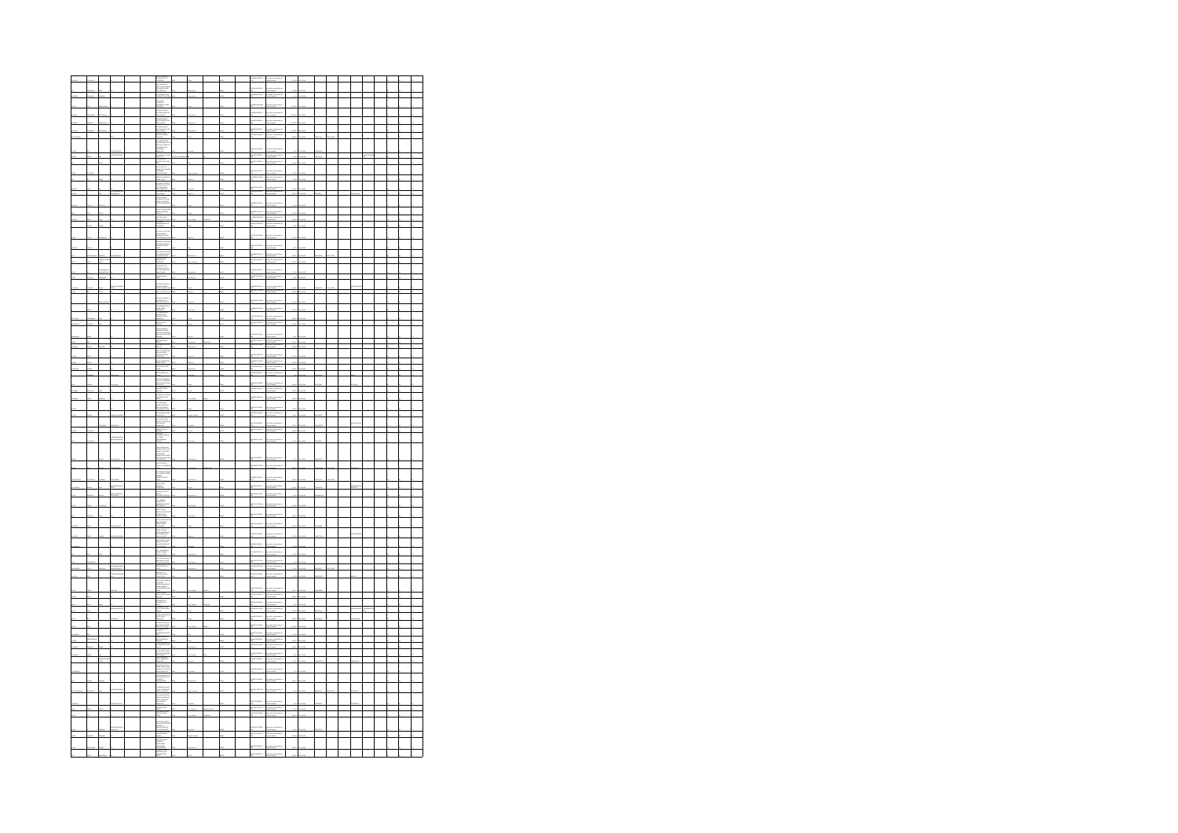|  |  |  | <b>STARTS</b> |  |  |  |                   |  |  |  |  |  |  |
|--|--|--|---------------|--|--|--|-------------------|--|--|--|--|--|--|
|  |  |  |               |  |  |  |                   |  |  |  |  |  |  |
|  |  |  |               |  |  |  |                   |  |  |  |  |  |  |
|  |  |  |               |  |  |  |                   |  |  |  |  |  |  |
|  |  |  |               |  |  |  |                   |  |  |  |  |  |  |
|  |  |  |               |  |  |  |                   |  |  |  |  |  |  |
|  |  |  |               |  |  |  |                   |  |  |  |  |  |  |
|  |  |  |               |  |  |  |                   |  |  |  |  |  |  |
|  |  |  |               |  |  |  |                   |  |  |  |  |  |  |
|  |  |  |               |  |  |  |                   |  |  |  |  |  |  |
|  |  |  |               |  |  |  |                   |  |  |  |  |  |  |
|  |  |  |               |  |  |  |                   |  |  |  |  |  |  |
|  |  |  |               |  |  |  |                   |  |  |  |  |  |  |
|  |  |  |               |  |  |  |                   |  |  |  |  |  |  |
|  |  |  |               |  |  |  |                   |  |  |  |  |  |  |
|  |  |  |               |  |  |  |                   |  |  |  |  |  |  |
|  |  |  |               |  |  |  |                   |  |  |  |  |  |  |
|  |  |  |               |  |  |  |                   |  |  |  |  |  |  |
|  |  |  |               |  |  |  |                   |  |  |  |  |  |  |
|  |  |  |               |  |  |  |                   |  |  |  |  |  |  |
|  |  |  |               |  |  |  |                   |  |  |  |  |  |  |
|  |  |  |               |  |  |  |                   |  |  |  |  |  |  |
|  |  |  |               |  |  |  |                   |  |  |  |  |  |  |
|  |  |  |               |  |  |  |                   |  |  |  |  |  |  |
|  |  |  |               |  |  |  |                   |  |  |  |  |  |  |
|  |  |  |               |  |  |  |                   |  |  |  |  |  |  |
|  |  |  |               |  |  |  |                   |  |  |  |  |  |  |
|  |  |  |               |  |  |  |                   |  |  |  |  |  |  |
|  |  |  |               |  |  |  |                   |  |  |  |  |  |  |
|  |  |  |               |  |  |  |                   |  |  |  |  |  |  |
|  |  |  |               |  |  |  |                   |  |  |  |  |  |  |
|  |  |  |               |  |  |  |                   |  |  |  |  |  |  |
|  |  |  |               |  |  |  |                   |  |  |  |  |  |  |
|  |  |  |               |  |  |  |                   |  |  |  |  |  |  |
|  |  |  |               |  |  |  |                   |  |  |  |  |  |  |
|  |  |  |               |  |  |  |                   |  |  |  |  |  |  |
|  |  |  |               |  |  |  |                   |  |  |  |  |  |  |
|  |  |  |               |  |  |  |                   |  |  |  |  |  |  |
|  |  |  |               |  |  |  |                   |  |  |  |  |  |  |
|  |  |  |               |  |  |  |                   |  |  |  |  |  |  |
|  |  |  |               |  |  |  |                   |  |  |  |  |  |  |
|  |  |  |               |  |  |  |                   |  |  |  |  |  |  |
|  |  |  |               |  |  |  |                   |  |  |  |  |  |  |
|  |  |  |               |  |  |  |                   |  |  |  |  |  |  |
|  |  |  |               |  |  |  |                   |  |  |  |  |  |  |
|  |  |  |               |  |  |  |                   |  |  |  |  |  |  |
|  |  |  |               |  |  |  | <b>CONTRACTOR</b> |  |  |  |  |  |  |
|  |  |  |               |  |  |  |                   |  |  |  |  |  |  |
|  |  |  |               |  |  |  | <b>ALCOHOL</b>    |  |  |  |  |  |  |
|  |  |  |               |  |  |  |                   |  |  |  |  |  |  |
|  |  |  |               |  |  |  |                   |  |  |  |  |  |  |
|  |  |  |               |  |  |  |                   |  |  |  |  |  |  |
|  |  |  |               |  |  |  |                   |  |  |  |  |  |  |
|  |  |  |               |  |  |  |                   |  |  |  |  |  |  |
|  |  |  |               |  |  |  |                   |  |  |  |  |  |  |
|  |  |  |               |  |  |  |                   |  |  |  |  |  |  |
|  |  |  |               |  |  |  |                   |  |  |  |  |  |  |
|  |  |  |               |  |  |  |                   |  |  |  |  |  |  |
|  |  |  |               |  |  |  |                   |  |  |  |  |  |  |
|  |  |  |               |  |  |  |                   |  |  |  |  |  |  |
|  |  |  |               |  |  |  |                   |  |  |  |  |  |  |
|  |  |  |               |  |  |  |                   |  |  |  |  |  |  |
|  |  |  |               |  |  |  |                   |  |  |  |  |  |  |
|  |  |  |               |  |  |  |                   |  |  |  |  |  |  |
|  |  |  |               |  |  |  |                   |  |  |  |  |  |  |
|  |  |  |               |  |  |  |                   |  |  |  |  |  |  |
|  |  |  |               |  |  |  |                   |  |  |  |  |  |  |
|  |  |  |               |  |  |  |                   |  |  |  |  |  |  |
|  |  |  |               |  |  |  |                   |  |  |  |  |  |  |
|  |  |  |               |  |  |  |                   |  |  |  |  |  |  |
|  |  |  |               |  |  |  |                   |  |  |  |  |  |  |
|  |  |  |               |  |  |  |                   |  |  |  |  |  |  |
|  |  |  |               |  |  |  |                   |  |  |  |  |  |  |
|  |  |  |               |  |  |  |                   |  |  |  |  |  |  |
|  |  |  |               |  |  |  |                   |  |  |  |  |  |  |
|  |  |  |               |  |  |  |                   |  |  |  |  |  |  |
|  |  |  |               |  |  |  |                   |  |  |  |  |  |  |
|  |  |  |               |  |  |  |                   |  |  |  |  |  |  |
|  |  |  |               |  |  |  |                   |  |  |  |  |  |  |
|  |  |  |               |  |  |  |                   |  |  |  |  |  |  |
|  |  |  |               |  |  |  |                   |  |  |  |  |  |  |
|  |  |  |               |  |  |  |                   |  |  |  |  |  |  |
|  |  |  |               |  |  |  |                   |  |  |  |  |  |  |
|  |  |  |               |  |  |  |                   |  |  |  |  |  |  |
|  |  |  |               |  |  |  |                   |  |  |  |  |  |  |
|  |  |  |               |  |  |  |                   |  |  |  |  |  |  |
|  |  |  |               |  |  |  |                   |  |  |  |  |  |  |
|  |  |  |               |  |  |  |                   |  |  |  |  |  |  |
|  |  |  |               |  |  |  |                   |  |  |  |  |  |  |
|  |  |  |               |  |  |  |                   |  |  |  |  |  |  |
|  |  |  |               |  |  |  |                   |  |  |  |  |  |  |
|  |  |  |               |  |  |  |                   |  |  |  |  |  |  |
|  |  |  |               |  |  |  |                   |  |  |  |  |  |  |
|  |  |  |               |  |  |  |                   |  |  |  |  |  |  |
|  |  |  |               |  |  |  |                   |  |  |  |  |  |  |
|  |  |  |               |  |  |  |                   |  |  |  |  |  |  |
|  |  |  |               |  |  |  |                   |  |  |  |  |  |  |
|  |  |  |               |  |  |  |                   |  |  |  |  |  |  |
|  |  |  |               |  |  |  |                   |  |  |  |  |  |  |
|  |  |  |               |  |  |  |                   |  |  |  |  |  |  |
|  |  |  |               |  |  |  |                   |  |  |  |  |  |  |
|  |  |  |               |  |  |  |                   |  |  |  |  |  |  |
|  |  |  |               |  |  |  |                   |  |  |  |  |  |  |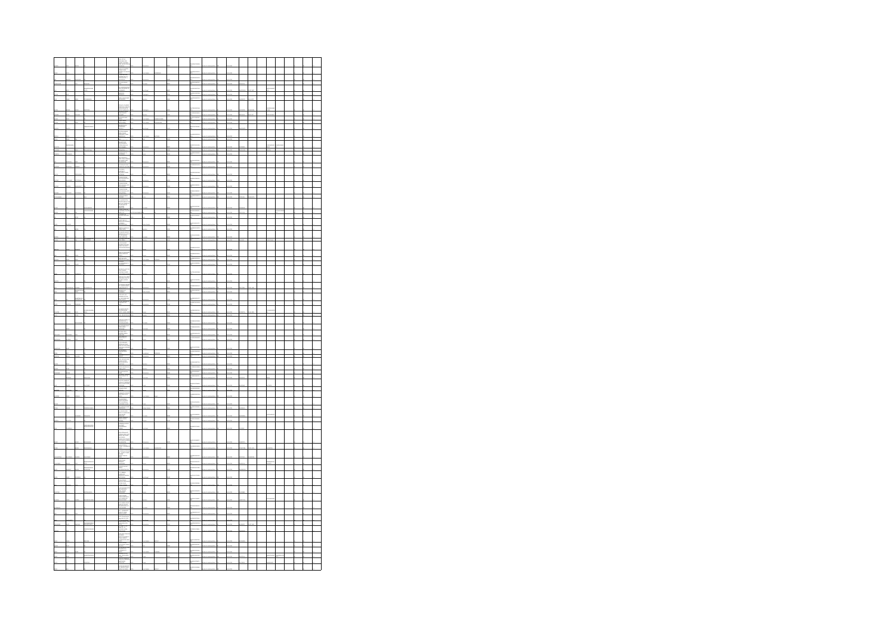| ÷ |  |  |  |  |  |  |  |  |  |  |  |  |  |
|---|--|--|--|--|--|--|--|--|--|--|--|--|--|
|   |  |  |  |  |  |  |  |  |  |  |  |  |  |
|   |  |  |  |  |  |  |  |  |  |  |  |  |  |
|   |  |  |  |  |  |  |  |  |  |  |  |  |  |
|   |  |  |  |  |  |  |  |  |  |  |  |  |  |
|   |  |  |  |  |  |  |  |  |  |  |  |  |  |
|   |  |  |  |  |  |  |  |  |  |  |  |  |  |
|   |  |  |  |  |  |  |  |  |  |  |  |  |  |
|   |  |  |  |  |  |  |  |  |  |  |  |  |  |
|   |  |  |  |  |  |  |  |  |  |  |  |  |  |
|   |  |  |  |  |  |  |  |  |  |  |  |  |  |
|   |  |  |  |  |  |  |  |  |  |  |  |  |  |
|   |  |  |  |  |  |  |  |  |  |  |  |  |  |
|   |  |  |  |  |  |  |  |  |  |  |  |  |  |
|   |  |  |  |  |  |  |  |  |  |  |  |  |  |
|   |  |  |  |  |  |  |  |  |  |  |  |  |  |
|   |  |  |  |  |  |  |  |  |  |  |  |  |  |
|   |  |  |  |  |  |  |  |  |  |  |  |  |  |
|   |  |  |  |  |  |  |  |  |  |  |  |  |  |
|   |  |  |  |  |  |  |  |  |  |  |  |  |  |
|   |  |  |  |  |  |  |  |  |  |  |  |  |  |
|   |  |  |  |  |  |  |  |  |  |  |  |  |  |
|   |  |  |  |  |  |  |  |  |  |  |  |  |  |
|   |  |  |  |  |  |  |  |  |  |  |  |  |  |
|   |  |  |  |  |  |  |  |  |  |  |  |  |  |
|   |  |  |  |  |  |  |  |  |  |  |  |  |  |
|   |  |  |  |  |  |  |  |  |  |  |  |  |  |
|   |  |  |  |  |  |  |  |  |  |  |  |  |  |
|   |  |  |  |  |  |  |  |  |  |  |  |  |  |
|   |  |  |  |  |  |  |  |  |  |  |  |  |  |
|   |  |  |  |  |  |  |  |  |  |  |  |  |  |
|   |  |  |  |  |  |  |  |  |  |  |  |  |  |
|   |  |  |  |  |  |  |  |  |  |  |  |  |  |
|   |  |  |  |  |  |  |  |  |  |  |  |  |  |
|   |  |  |  |  |  |  |  |  |  |  |  |  |  |
|   |  |  |  |  |  |  |  |  |  |  |  |  |  |
|   |  |  |  |  |  |  |  |  |  |  |  |  |  |
|   |  |  |  |  |  |  |  |  |  |  |  |  |  |
|   |  |  |  |  |  |  |  |  |  |  |  |  |  |
|   |  |  |  |  |  |  |  |  |  |  |  |  |  |
|   |  |  |  |  |  |  |  |  |  |  |  |  |  |
|   |  |  |  |  |  |  |  |  |  |  |  |  |  |
|   |  |  |  |  |  |  |  |  |  |  |  |  |  |
|   |  |  |  |  |  |  |  |  |  |  |  |  |  |
|   |  |  |  |  |  |  |  |  |  |  |  |  |  |
|   |  |  |  |  |  |  |  |  |  |  |  |  |  |
|   |  |  |  |  |  |  |  |  |  |  |  |  |  |
|   |  |  |  |  |  |  |  |  |  |  |  |  |  |
|   |  |  |  |  |  |  |  |  |  |  |  |  |  |
|   |  |  |  |  |  |  |  |  |  |  |  |  |  |
|   |  |  |  |  |  |  |  |  |  |  |  |  |  |
|   |  |  |  |  |  |  |  |  |  |  |  |  |  |
|   |  |  |  |  |  |  |  |  |  |  |  |  |  |
|   |  |  |  |  |  |  |  |  |  |  |  |  |  |
|   |  |  |  |  |  |  |  |  |  |  |  |  |  |
|   |  |  |  |  |  |  |  |  |  |  |  |  |  |
|   |  |  |  |  |  |  |  |  |  |  |  |  |  |
|   |  |  |  |  |  |  |  |  |  |  |  |  |  |
|   |  |  |  |  |  |  |  |  |  |  |  |  |  |
|   |  |  |  |  |  |  |  |  |  |  |  |  |  |
|   |  |  |  |  |  |  |  |  |  |  |  |  |  |
|   |  |  |  |  |  |  |  |  |  |  |  |  |  |
|   |  |  |  |  |  |  |  |  |  |  |  |  |  |
|   |  |  |  |  |  |  |  |  |  |  |  |  |  |
|   |  |  |  |  |  |  |  |  |  |  |  |  |  |
|   |  |  |  |  |  |  |  |  |  |  |  |  |  |
|   |  |  |  |  |  |  |  |  |  |  |  |  |  |
|   |  |  |  |  |  |  |  |  |  |  |  |  |  |
|   |  |  |  |  |  |  |  |  |  |  |  |  |  |
|   |  |  |  |  |  |  |  |  |  |  |  |  |  |
|   |  |  |  |  |  |  |  |  |  |  |  |  |  |
|   |  |  |  |  |  |  |  |  |  |  |  |  |  |
|   |  |  |  |  |  |  |  |  |  |  |  |  |  |
|   |  |  |  |  |  |  |  |  |  |  |  |  |  |
|   |  |  |  |  |  |  |  |  |  |  |  |  |  |
|   |  |  |  |  |  |  |  |  |  |  |  |  |  |
|   |  |  |  |  |  |  |  |  |  |  |  |  |  |
|   |  |  |  |  |  |  |  |  |  |  |  |  |  |
|   |  |  |  |  |  |  |  |  |  |  |  |  |  |
|   |  |  |  |  |  |  |  |  |  |  |  |  |  |
|   |  |  |  |  |  |  |  |  |  |  |  |  |  |
|   |  |  |  |  |  |  |  |  |  |  |  |  |  |
|   |  |  |  |  |  |  |  |  |  |  |  |  |  |
|   |  |  |  |  |  |  |  |  |  |  |  |  |  |
|   |  |  |  |  |  |  |  |  |  |  |  |  |  |
|   |  |  |  |  |  |  |  |  |  |  |  |  |  |
|   |  |  |  |  |  |  |  |  |  |  |  |  |  |
|   |  |  |  |  |  |  |  |  |  |  |  |  |  |
|   |  |  |  |  |  |  |  |  |  |  |  |  |  |
|   |  |  |  |  |  |  |  |  |  |  |  |  |  |
|   |  |  |  |  |  |  |  |  |  |  |  |  |  |
|   |  |  |  |  |  |  |  |  |  |  |  |  |  |
|   |  |  |  |  |  |  |  |  |  |  |  |  |  |
|   |  |  |  |  |  |  |  |  |  |  |  |  |  |
|   |  |  |  |  |  |  |  |  |  |  |  |  |  |
|   |  |  |  |  |  |  |  |  |  |  |  |  |  |
|   |  |  |  |  |  |  |  |  |  |  |  |  |  |
|   |  |  |  |  |  |  |  |  |  |  |  |  |  |
|   |  |  |  |  |  |  |  |  |  |  |  |  |  |
|   |  |  |  |  |  |  |  |  |  |  |  |  |  |
|   |  |  |  |  |  |  |  |  |  |  |  |  |  |
|   |  |  |  |  |  |  |  |  |  |  |  |  |  |
|   |  |  |  |  |  |  |  |  |  |  |  |  |  |
|   |  |  |  |  |  |  |  |  |  |  |  |  |  |
|   |  |  |  |  |  |  |  |  |  |  |  |  |  |
|   |  |  |  |  |  |  |  |  |  |  |  |  |  |
|   |  |  |  |  |  |  |  |  |  |  |  |  |  |
|   |  |  |  |  |  |  |  |  |  |  |  |  |  |
|   |  |  |  |  |  |  |  |  |  |  |  |  |  |
|   |  |  |  |  |  |  |  |  |  |  |  |  |  |
|   |  |  |  |  |  |  |  |  |  |  |  |  |  |
|   |  |  |  |  |  |  |  |  |  |  |  |  |  |
|   |  |  |  |  |  |  |  |  |  |  |  |  |  |
|   |  |  |  |  |  |  |  |  |  |  |  |  |  |
|   |  |  |  |  |  |  |  |  |  |  |  |  |  |
|   |  |  |  |  |  |  |  |  |  |  |  |  |  |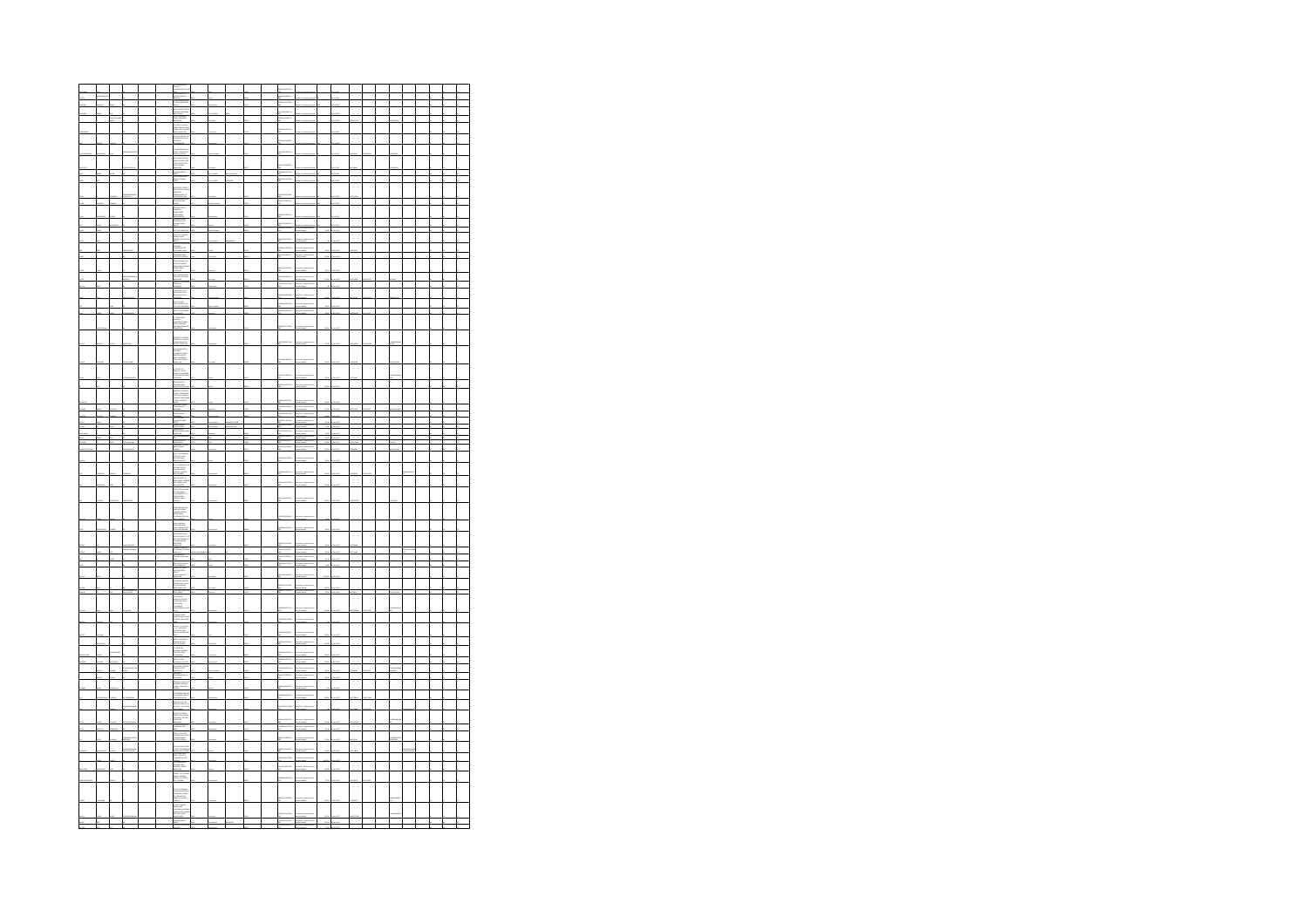|  |  |  | Ξ  |  |  |  |                                |  |  |  |  |  |  |
|--|--|--|----|--|--|--|--------------------------------|--|--|--|--|--|--|
|  |  |  |    |  |  |  |                                |  |  |  |  |  |  |
|  |  |  |    |  |  |  |                                |  |  |  |  |  |  |
|  |  |  |    |  |  |  |                                |  |  |  |  |  |  |
|  |  |  |    |  |  |  |                                |  |  |  |  |  |  |
|  |  |  |    |  |  |  |                                |  |  |  |  |  |  |
|  |  |  |    |  |  |  |                                |  |  |  |  |  |  |
|  |  |  |    |  |  |  |                                |  |  |  |  |  |  |
|  |  |  |    |  |  |  |                                |  |  |  |  |  |  |
|  |  |  |    |  |  |  |                                |  |  |  |  |  |  |
|  |  |  |    |  |  |  |                                |  |  |  |  |  |  |
|  |  |  |    |  |  |  |                                |  |  |  |  |  |  |
|  |  |  |    |  |  |  |                                |  |  |  |  |  |  |
|  |  |  |    |  |  |  |                                |  |  |  |  |  |  |
|  |  |  |    |  |  |  |                                |  |  |  |  |  |  |
|  |  |  |    |  |  |  |                                |  |  |  |  |  |  |
|  |  |  |    |  |  |  |                                |  |  |  |  |  |  |
|  |  |  |    |  |  |  |                                |  |  |  |  |  |  |
|  |  |  |    |  |  |  |                                |  |  |  |  |  |  |
|  |  |  |    |  |  |  |                                |  |  |  |  |  |  |
|  |  |  |    |  |  |  |                                |  |  |  |  |  |  |
|  |  |  |    |  |  |  |                                |  |  |  |  |  |  |
|  |  |  |    |  |  |  |                                |  |  |  |  |  |  |
|  |  |  |    |  |  |  |                                |  |  |  |  |  |  |
|  |  |  |    |  |  |  |                                |  |  |  |  |  |  |
|  |  |  |    |  |  |  |                                |  |  |  |  |  |  |
|  |  |  |    |  |  |  |                                |  |  |  |  |  |  |
|  |  |  |    |  |  |  |                                |  |  |  |  |  |  |
|  |  |  |    |  |  |  |                                |  |  |  |  |  |  |
|  |  |  |    |  |  |  |                                |  |  |  |  |  |  |
|  |  |  | Ī  |  |  |  |                                |  |  |  |  |  |  |
|  |  |  |    |  |  |  |                                |  |  |  |  |  |  |
|  |  |  |    |  |  |  | <b><i><u>Alexandre</u></i></b> |  |  |  |  |  |  |
|  |  |  |    |  |  |  | the same                       |  |  |  |  |  |  |
|  |  |  |    |  |  |  |                                |  |  |  |  |  |  |
|  |  |  |    |  |  |  |                                |  |  |  |  |  |  |
|  |  |  |    |  |  |  |                                |  |  |  |  |  |  |
|  |  |  |    |  |  |  |                                |  |  |  |  |  |  |
|  |  |  | h. |  |  |  |                                |  |  |  |  |  |  |
|  |  |  |    |  |  |  |                                |  |  |  |  |  |  |
|  |  |  |    |  |  |  |                                |  |  |  |  |  |  |
|  |  |  |    |  |  |  |                                |  |  |  |  |  |  |
|  |  |  |    |  |  |  |                                |  |  |  |  |  |  |
|  |  |  |    |  |  |  |                                |  |  |  |  |  |  |
|  |  |  |    |  |  |  |                                |  |  |  |  |  |  |
|  |  |  |    |  |  |  |                                |  |  |  |  |  |  |
|  |  |  |    |  |  |  |                                |  |  |  |  |  |  |
|  |  |  |    |  |  |  |                                |  |  |  |  |  |  |
|  |  |  |    |  |  |  |                                |  |  |  |  |  |  |
|  |  |  |    |  |  |  |                                |  |  |  |  |  |  |
|  |  |  |    |  |  |  |                                |  |  |  |  |  |  |
|  |  |  |    |  |  |  |                                |  |  |  |  |  |  |
|  |  |  |    |  |  |  |                                |  |  |  |  |  |  |
|  |  |  |    |  |  |  |                                |  |  |  |  |  |  |
|  |  |  |    |  |  |  |                                |  |  |  |  |  |  |
|  |  |  |    |  |  |  |                                |  |  |  |  |  |  |
|  |  |  |    |  |  |  |                                |  |  |  |  |  |  |
|  |  |  |    |  |  |  |                                |  |  |  |  |  |  |
|  |  |  |    |  |  |  |                                |  |  |  |  |  |  |
|  |  |  |    |  |  |  |                                |  |  |  |  |  |  |
|  |  |  |    |  |  |  |                                |  |  |  |  |  |  |
|  |  |  |    |  |  |  |                                |  |  |  |  |  |  |
|  |  |  |    |  |  |  |                                |  |  |  |  |  |  |
|  |  |  |    |  |  |  |                                |  |  |  |  |  |  |
|  |  |  |    |  |  |  |                                |  |  |  |  |  |  |
|  |  |  |    |  |  |  |                                |  |  |  |  |  |  |
|  |  |  |    |  |  |  |                                |  |  |  |  |  |  |
|  |  |  |    |  |  |  |                                |  |  |  |  |  |  |
|  |  |  |    |  |  |  |                                |  |  |  |  |  |  |
|  |  |  |    |  |  |  |                                |  |  |  |  |  |  |
|  |  |  |    |  |  |  |                                |  |  |  |  |  |  |
|  |  |  |    |  |  |  |                                |  |  |  |  |  |  |
|  |  |  |    |  |  |  |                                |  |  |  |  |  |  |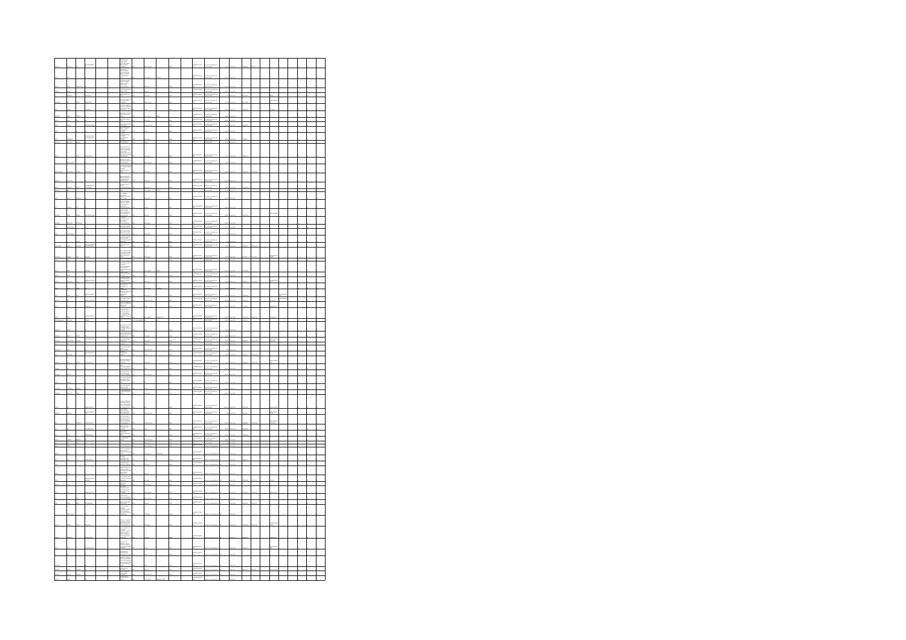|  |  |  | ł |  |  |  |  |  |  |  |  |  |
|--|--|--|---|--|--|--|--|--|--|--|--|--|
|  |  |  |   |  |  |  |  |  |  |  |  |  |
|  |  |  |   |  |  |  |  |  |  |  |  |  |
|  |  |  |   |  |  |  |  |  |  |  |  |  |
|  |  |  | ÷ |  |  |  |  |  |  |  |  |  |
|  |  |  |   |  |  |  |  |  |  |  |  |  |
|  |  |  |   |  |  |  |  |  |  |  |  |  |
|  |  |  |   |  |  |  |  |  |  |  |  |  |
|  |  |  |   |  |  |  |  |  |  |  |  |  |
|  |  |  |   |  |  |  |  |  |  |  |  |  |
|  |  |  |   |  |  |  |  |  |  |  |  |  |
|  |  |  |   |  |  |  |  |  |  |  |  |  |
|  |  |  |   |  |  |  |  |  |  |  |  |  |
|  |  |  |   |  |  |  |  |  |  |  |  |  |
|  |  |  |   |  |  |  |  |  |  |  |  |  |
|  |  |  |   |  |  |  |  |  |  |  |  |  |
|  |  |  |   |  |  |  |  |  |  |  |  |  |
|  |  |  |   |  |  |  |  |  |  |  |  |  |
|  |  |  |   |  |  |  |  |  |  |  |  |  |
|  |  |  |   |  |  |  |  |  |  |  |  |  |
|  |  |  |   |  |  |  |  |  |  |  |  |  |
|  |  |  |   |  |  |  |  |  |  |  |  |  |
|  |  |  |   |  |  |  |  |  |  |  |  |  |
|  |  |  |   |  |  |  |  |  |  |  |  |  |
|  |  |  |   |  |  |  |  |  |  |  |  |  |
|  |  |  |   |  |  |  |  |  |  |  |  |  |
|  |  |  |   |  |  |  |  |  |  |  |  |  |
|  |  |  |   |  |  |  |  |  |  |  |  |  |
|  |  |  |   |  |  |  |  |  |  |  |  |  |
|  |  |  |   |  |  |  |  |  |  |  |  |  |
|  |  |  |   |  |  |  |  |  |  |  |  |  |
|  |  |  |   |  |  |  |  |  |  |  |  |  |
|  |  |  |   |  |  |  |  |  |  |  |  |  |
|  |  |  |   |  |  |  |  |  |  |  |  |  |
|  |  |  |   |  |  |  |  |  |  |  |  |  |
|  |  |  |   |  |  |  |  |  |  |  |  |  |
|  |  |  |   |  |  |  |  |  |  |  |  |  |
|  |  |  |   |  |  |  |  |  |  |  |  |  |
|  |  |  |   |  |  |  |  |  |  |  |  |  |
|  |  |  |   |  |  |  |  |  |  |  |  |  |
|  |  |  |   |  |  |  |  |  |  |  |  |  |
|  |  |  |   |  |  |  |  |  |  |  |  |  |
|  |  |  |   |  |  |  |  |  |  |  |  |  |
|  |  |  |   |  |  |  |  |  |  |  |  |  |
|  |  |  |   |  |  |  |  |  |  |  |  |  |
|  |  |  |   |  |  |  |  |  |  |  |  |  |
|  |  |  |   |  |  |  |  |  |  |  |  |  |
|  |  |  |   |  |  |  |  |  |  |  |  |  |
|  |  |  |   |  |  |  |  |  |  |  |  |  |
|  |  |  |   |  |  |  |  |  |  |  |  |  |
|  |  |  |   |  |  |  |  |  |  |  |  |  |
|  |  |  |   |  |  |  |  |  |  |  |  |  |
|  |  |  |   |  |  |  |  |  |  |  |  |  |
|  |  |  |   |  |  |  |  |  |  |  |  |  |
|  |  |  |   |  |  |  |  |  |  |  |  |  |
|  |  |  |   |  |  |  |  |  |  |  |  |  |
|  |  |  |   |  |  |  |  |  |  |  |  |  |
|  |  |  |   |  |  |  |  |  |  |  |  |  |
|  |  |  |   |  |  |  |  |  |  |  |  |  |
|  |  |  |   |  |  |  |  |  |  |  |  |  |
|  |  |  |   |  |  |  |  |  |  |  |  |  |
|  |  |  |   |  |  |  |  |  |  |  |  |  |
|  |  |  |   |  |  |  |  |  |  |  |  |  |
|  |  |  |   |  |  |  |  |  |  |  |  |  |
|  |  |  |   |  |  |  |  |  |  |  |  |  |
|  |  |  |   |  |  |  |  |  |  |  |  |  |
|  |  |  |   |  |  |  |  |  |  |  |  |  |
|  |  |  |   |  |  |  |  |  |  |  |  |  |
|  |  |  |   |  |  |  |  |  |  |  |  |  |
|  |  |  |   |  |  |  |  |  |  |  |  |  |
|  |  |  |   |  |  |  |  |  |  |  |  |  |
|  |  |  |   |  |  |  |  |  |  |  |  |  |
|  |  |  |   |  |  |  |  |  |  |  |  |  |
|  |  |  |   |  |  |  |  |  |  |  |  |  |
|  |  |  |   |  |  |  |  |  |  |  |  |  |
|  |  |  |   |  |  |  |  |  |  |  |  |  |
|  |  |  |   |  |  |  |  |  |  |  |  |  |
|  |  |  |   |  |  |  |  |  |  |  |  |  |
|  |  |  |   |  |  |  |  |  |  |  |  |  |
|  |  |  |   |  |  |  |  |  |  |  |  |  |
|  |  |  |   |  |  |  |  |  |  |  |  |  |
|  |  |  |   |  |  |  |  |  |  |  |  |  |
|  |  |  |   |  |  |  |  |  |  |  |  |  |
|  |  |  |   |  |  |  |  |  |  |  |  |  |
|  |  |  |   |  |  |  |  |  |  |  |  |  |
|  |  |  |   |  |  |  |  |  |  |  |  |  |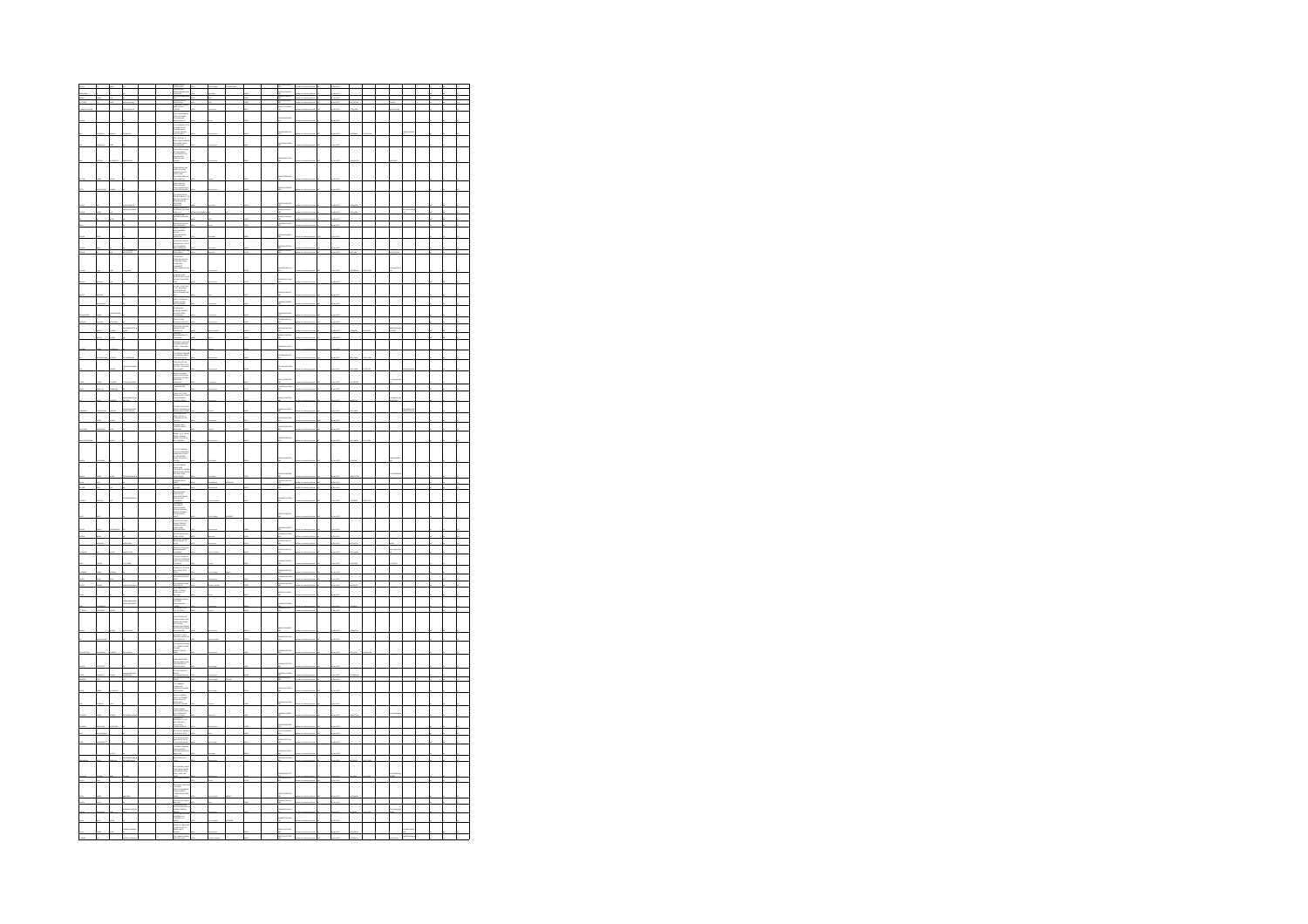|  |  |  | Ξ                                   |  |  |  |  |  |  |  |
|--|--|--|-------------------------------------|--|--|--|--|--|--|--|
|  |  |  |                                     |  |  |  |  |  |  |  |
|  |  |  |                                     |  |  |  |  |  |  |  |
|  |  |  |                                     |  |  |  |  |  |  |  |
|  |  |  | 1832-1940<br>1940-1944<br>1940-1944 |  |  |  |  |  |  |  |
|  |  |  |                                     |  |  |  |  |  |  |  |
|  |  |  |                                     |  |  |  |  |  |  |  |
|  |  |  |                                     |  |  |  |  |  |  |  |
|  |  |  |                                     |  |  |  |  |  |  |  |
|  |  |  |                                     |  |  |  |  |  |  |  |
|  |  |  | Ξ                                   |  |  |  |  |  |  |  |
|  |  |  |                                     |  |  |  |  |  |  |  |
|  |  |  |                                     |  |  |  |  |  |  |  |
|  |  |  |                                     |  |  |  |  |  |  |  |
|  |  |  |                                     |  |  |  |  |  |  |  |
|  |  |  |                                     |  |  |  |  |  |  |  |
|  |  |  |                                     |  |  |  |  |  |  |  |
|  |  |  |                                     |  |  |  |  |  |  |  |
|  |  |  |                                     |  |  |  |  |  |  |  |
|  |  |  |                                     |  |  |  |  |  |  |  |
|  |  |  |                                     |  |  |  |  |  |  |  |
|  |  |  |                                     |  |  |  |  |  |  |  |
|  |  |  | Þ                                   |  |  |  |  |  |  |  |
|  |  |  |                                     |  |  |  |  |  |  |  |
|  |  |  |                                     |  |  |  |  |  |  |  |
|  |  |  | an<br>Mari                          |  |  |  |  |  |  |  |
|  |  |  |                                     |  |  |  |  |  |  |  |
|  |  |  | E                                   |  |  |  |  |  |  |  |
|  |  |  |                                     |  |  |  |  |  |  |  |
|  |  |  |                                     |  |  |  |  |  |  |  |
|  |  |  |                                     |  |  |  |  |  |  |  |
|  |  |  |                                     |  |  |  |  |  |  |  |
|  |  |  |                                     |  |  |  |  |  |  |  |
|  |  |  | $-$                                 |  |  |  |  |  |  |  |
|  |  |  |                                     |  |  |  |  |  |  |  |
|  |  |  |                                     |  |  |  |  |  |  |  |
|  |  |  |                                     |  |  |  |  |  |  |  |
|  |  |  |                                     |  |  |  |  |  |  |  |
|  |  |  |                                     |  |  |  |  |  |  |  |
|  |  |  |                                     |  |  |  |  |  |  |  |
|  |  |  |                                     |  |  |  |  |  |  |  |
|  |  |  |                                     |  |  |  |  |  |  |  |
|  |  |  |                                     |  |  |  |  |  |  |  |
|  |  |  |                                     |  |  |  |  |  |  |  |
|  |  |  |                                     |  |  |  |  |  |  |  |
|  |  |  |                                     |  |  |  |  |  |  |  |
|  |  |  |                                     |  |  |  |  |  |  |  |
|  |  |  |                                     |  |  |  |  |  |  |  |
|  |  |  |                                     |  |  |  |  |  |  |  |
|  |  |  |                                     |  |  |  |  |  |  |  |
|  |  |  |                                     |  |  |  |  |  |  |  |
|  |  |  |                                     |  |  |  |  |  |  |  |
|  |  |  |                                     |  |  |  |  |  |  |  |
|  |  |  |                                     |  |  |  |  |  |  |  |
|  |  |  |                                     |  |  |  |  |  |  |  |
|  |  |  |                                     |  |  |  |  |  |  |  |
|  |  |  |                                     |  |  |  |  |  |  |  |
|  |  |  |                                     |  |  |  |  |  |  |  |
|  |  |  |                                     |  |  |  |  |  |  |  |
|  |  |  |                                     |  |  |  |  |  |  |  |
|  |  |  |                                     |  |  |  |  |  |  |  |
|  |  |  |                                     |  |  |  |  |  |  |  |
|  |  |  |                                     |  |  |  |  |  |  |  |
|  |  |  |                                     |  |  |  |  |  |  |  |
|  |  |  |                                     |  |  |  |  |  |  |  |
|  |  |  |                                     |  |  |  |  |  |  |  |
|  |  |  | È,                                  |  |  |  |  |  |  |  |
|  |  |  |                                     |  |  |  |  |  |  |  |
|  |  |  |                                     |  |  |  |  |  |  |  |
|  |  |  |                                     |  |  |  |  |  |  |  |
|  |  |  |                                     |  |  |  |  |  |  |  |
|  |  |  |                                     |  |  |  |  |  |  |  |
|  |  |  |                                     |  |  |  |  |  |  |  |
|  |  |  |                                     |  |  |  |  |  |  |  |
|  |  |  |                                     |  |  |  |  |  |  |  |
|  |  |  |                                     |  |  |  |  |  |  |  |
|  |  |  |                                     |  |  |  |  |  |  |  |
|  |  |  |                                     |  |  |  |  |  |  |  |
|  |  |  |                                     |  |  |  |  |  |  |  |
|  |  |  |                                     |  |  |  |  |  |  |  |
|  |  |  |                                     |  |  |  |  |  |  |  |
|  |  |  |                                     |  |  |  |  |  |  |  |
|  |  |  |                                     |  |  |  |  |  |  |  |
|  |  |  |                                     |  |  |  |  |  |  |  |
|  |  |  |                                     |  |  |  |  |  |  |  |
|  |  |  |                                     |  |  |  |  |  |  |  |
|  |  |  |                                     |  |  |  |  |  |  |  |
|  |  |  |                                     |  |  |  |  |  |  |  |
|  |  |  |                                     |  |  |  |  |  |  |  |
|  |  |  |                                     |  |  |  |  |  |  |  |
|  |  |  |                                     |  |  |  |  |  |  |  |
|  |  |  |                                     |  |  |  |  |  |  |  |
|  |  |  |                                     |  |  |  |  |  |  |  |
|  |  |  |                                     |  |  |  |  |  |  |  |
|  |  |  |                                     |  |  |  |  |  |  |  |
|  |  |  |                                     |  |  |  |  |  |  |  |
|  |  |  |                                     |  |  |  |  |  |  |  |
|  |  |  |                                     |  |  |  |  |  |  |  |
|  |  |  |                                     |  |  |  |  |  |  |  |
|  |  |  |                                     |  |  |  |  |  |  |  |
|  |  |  | men.<br>Heiming                     |  |  |  |  |  |  |  |
|  |  |  |                                     |  |  |  |  |  |  |  |
|  |  |  | $\frac{1}{1}$                       |  |  |  |  |  |  |  |
|  |  |  |                                     |  |  |  |  |  |  |  |
|  |  |  |                                     |  |  |  |  |  |  |  |
|  |  |  |                                     |  |  |  |  |  |  |  |
|  |  |  |                                     |  |  |  |  |  |  |  |
|  |  |  |                                     |  |  |  |  |  |  |  |
|  |  |  |                                     |  |  |  |  |  |  |  |
|  |  |  |                                     |  |  |  |  |  |  |  |
|  |  |  | ÷                                   |  |  |  |  |  |  |  |
|  |  |  |                                     |  |  |  |  |  |  |  |
|  |  |  |                                     |  |  |  |  |  |  |  |
|  |  |  |                                     |  |  |  |  |  |  |  |
|  |  |  |                                     |  |  |  |  |  |  |  |
|  |  |  |                                     |  |  |  |  |  |  |  |
|  |  |  |                                     |  |  |  |  |  |  |  |
|  |  |  |                                     |  |  |  |  |  |  |  |
|  |  |  |                                     |  |  |  |  |  |  |  |
|  |  |  |                                     |  |  |  |  |  |  |  |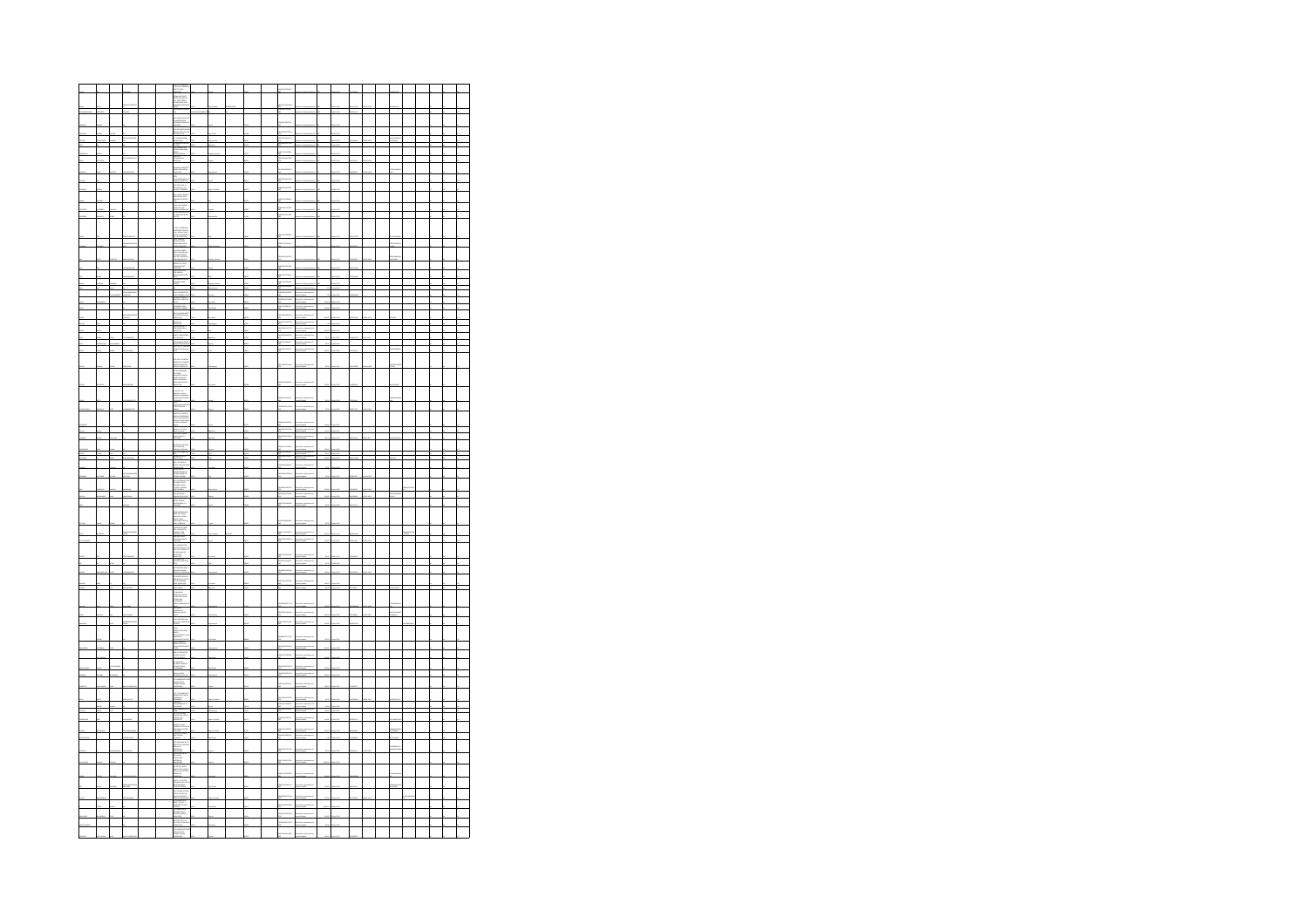|  |  |  | ÷.       |  |  |                                                                                                                                                                                                                                 |                                                              |  |  |  |  |  |  |
|--|--|--|----------|--|--|---------------------------------------------------------------------------------------------------------------------------------------------------------------------------------------------------------------------------------|--------------------------------------------------------------|--|--|--|--|--|--|
|  |  |  |          |  |  |                                                                                                                                                                                                                                 |                                                              |  |  |  |  |  |  |
|  |  |  | in de    |  |  |                                                                                                                                                                                                                                 |                                                              |  |  |  |  |  |  |
|  |  |  |          |  |  |                                                                                                                                                                                                                                 |                                                              |  |  |  |  |  |  |
|  |  |  |          |  |  |                                                                                                                                                                                                                                 |                                                              |  |  |  |  |  |  |
|  |  |  | ÷        |  |  |                                                                                                                                                                                                                                 |                                                              |  |  |  |  |  |  |
|  |  |  |          |  |  |                                                                                                                                                                                                                                 |                                                              |  |  |  |  |  |  |
|  |  |  |          |  |  |                                                                                                                                                                                                                                 |                                                              |  |  |  |  |  |  |
|  |  |  |          |  |  |                                                                                                                                                                                                                                 |                                                              |  |  |  |  |  |  |
|  |  |  |          |  |  |                                                                                                                                                                                                                                 |                                                              |  |  |  |  |  |  |
|  |  |  |          |  |  |                                                                                                                                                                                                                                 |                                                              |  |  |  |  |  |  |
|  |  |  |          |  |  |                                                                                                                                                                                                                                 |                                                              |  |  |  |  |  |  |
|  |  |  |          |  |  |                                                                                                                                                                                                                                 |                                                              |  |  |  |  |  |  |
|  |  |  |          |  |  |                                                                                                                                                                                                                                 |                                                              |  |  |  |  |  |  |
|  |  |  |          |  |  |                                                                                                                                                                                                                                 |                                                              |  |  |  |  |  |  |
|  |  |  |          |  |  |                                                                                                                                                                                                                                 |                                                              |  |  |  |  |  |  |
|  |  |  |          |  |  |                                                                                                                                                                                                                                 |                                                              |  |  |  |  |  |  |
|  |  |  |          |  |  |                                                                                                                                                                                                                                 |                                                              |  |  |  |  |  |  |
|  |  |  |          |  |  |                                                                                                                                                                                                                                 |                                                              |  |  |  |  |  |  |
|  |  |  |          |  |  |                                                                                                                                                                                                                                 |                                                              |  |  |  |  |  |  |
|  |  |  |          |  |  |                                                                                                                                                                                                                                 |                                                              |  |  |  |  |  |  |
|  |  |  |          |  |  |                                                                                                                                                                                                                                 |                                                              |  |  |  |  |  |  |
|  |  |  |          |  |  |                                                                                                                                                                                                                                 |                                                              |  |  |  |  |  |  |
|  |  |  |          |  |  |                                                                                                                                                                                                                                 |                                                              |  |  |  |  |  |  |
|  |  |  |          |  |  |                                                                                                                                                                                                                                 |                                                              |  |  |  |  |  |  |
|  |  |  |          |  |  |                                                                                                                                                                                                                                 |                                                              |  |  |  |  |  |  |
|  |  |  |          |  |  |                                                                                                                                                                                                                                 |                                                              |  |  |  |  |  |  |
|  |  |  |          |  |  |                                                                                                                                                                                                                                 |                                                              |  |  |  |  |  |  |
|  |  |  |          |  |  |                                                                                                                                                                                                                                 |                                                              |  |  |  |  |  |  |
|  |  |  |          |  |  |                                                                                                                                                                                                                                 |                                                              |  |  |  |  |  |  |
|  |  |  |          |  |  |                                                                                                                                                                                                                                 |                                                              |  |  |  |  |  |  |
|  |  |  |          |  |  |                                                                                                                                                                                                                                 |                                                              |  |  |  |  |  |  |
|  |  |  |          |  |  |                                                                                                                                                                                                                                 |                                                              |  |  |  |  |  |  |
|  |  |  |          |  |  |                                                                                                                                                                                                                                 |                                                              |  |  |  |  |  |  |
|  |  |  | $\equiv$ |  |  |                                                                                                                                                                                                                                 |                                                              |  |  |  |  |  |  |
|  |  |  |          |  |  |                                                                                                                                                                                                                                 |                                                              |  |  |  |  |  |  |
|  |  |  |          |  |  |                                                                                                                                                                                                                                 |                                                              |  |  |  |  |  |  |
|  |  |  |          |  |  |                                                                                                                                                                                                                                 |                                                              |  |  |  |  |  |  |
|  |  |  |          |  |  |                                                                                                                                                                                                                                 |                                                              |  |  |  |  |  |  |
|  |  |  |          |  |  |                                                                                                                                                                                                                                 |                                                              |  |  |  |  |  |  |
|  |  |  |          |  |  |                                                                                                                                                                                                                                 |                                                              |  |  |  |  |  |  |
|  |  |  |          |  |  |                                                                                                                                                                                                                                 |                                                              |  |  |  |  |  |  |
|  |  |  |          |  |  |                                                                                                                                                                                                                                 |                                                              |  |  |  |  |  |  |
|  |  |  |          |  |  |                                                                                                                                                                                                                                 |                                                              |  |  |  |  |  |  |
|  |  |  |          |  |  | en en de la familie de la familie de la familie de la familie de la familie de la familie de la familie de la<br>Casa de la familie de la familie de la familie de la familie de la familie de la familie de la familie de la f | the first performed and<br>grad financial<br><b>ALCOHOL:</b> |  |  |  |  |  |  |
|  |  |  |          |  |  |                                                                                                                                                                                                                                 |                                                              |  |  |  |  |  |  |
|  |  |  |          |  |  |                                                                                                                                                                                                                                 |                                                              |  |  |  |  |  |  |
|  |  |  |          |  |  |                                                                                                                                                                                                                                 |                                                              |  |  |  |  |  |  |
|  |  |  |          |  |  |                                                                                                                                                                                                                                 |                                                              |  |  |  |  |  |  |
|  |  |  |          |  |  |                                                                                                                                                                                                                                 |                                                              |  |  |  |  |  |  |
|  |  |  | an an    |  |  |                                                                                                                                                                                                                                 |                                                              |  |  |  |  |  |  |
|  |  |  |          |  |  |                                                                                                                                                                                                                                 |                                                              |  |  |  |  |  |  |
|  |  |  |          |  |  |                                                                                                                                                                                                                                 |                                                              |  |  |  |  |  |  |
|  |  |  |          |  |  |                                                                                                                                                                                                                                 |                                                              |  |  |  |  |  |  |
|  |  |  |          |  |  |                                                                                                                                                                                                                                 |                                                              |  |  |  |  |  |  |
|  |  |  |          |  |  |                                                                                                                                                                                                                                 |                                                              |  |  |  |  |  |  |
|  |  |  |          |  |  |                                                                                                                                                                                                                                 |                                                              |  |  |  |  |  |  |
|  |  |  |          |  |  |                                                                                                                                                                                                                                 |                                                              |  |  |  |  |  |  |
|  |  |  |          |  |  |                                                                                                                                                                                                                                 |                                                              |  |  |  |  |  |  |
|  |  |  |          |  |  |                                                                                                                                                                                                                                 |                                                              |  |  |  |  |  |  |
|  |  |  |          |  |  |                                                                                                                                                                                                                                 |                                                              |  |  |  |  |  |  |
|  |  |  |          |  |  |                                                                                                                                                                                                                                 | $\sim$                                                       |  |  |  |  |  |  |
|  |  |  |          |  |  |                                                                                                                                                                                                                                 |                                                              |  |  |  |  |  |  |
|  |  |  |          |  |  |                                                                                                                                                                                                                                 |                                                              |  |  |  |  |  |  |
|  |  |  |          |  |  |                                                                                                                                                                                                                                 |                                                              |  |  |  |  |  |  |
|  |  |  |          |  |  |                                                                                                                                                                                                                                 |                                                              |  |  |  |  |  |  |
|  |  |  |          |  |  |                                                                                                                                                                                                                                 |                                                              |  |  |  |  |  |  |
|  |  |  |          |  |  |                                                                                                                                                                                                                                 |                                                              |  |  |  |  |  |  |
|  |  |  |          |  |  |                                                                                                                                                                                                                                 |                                                              |  |  |  |  |  |  |
|  |  |  |          |  |  |                                                                                                                                                                                                                                 |                                                              |  |  |  |  |  |  |
|  |  |  |          |  |  |                                                                                                                                                                                                                                 |                                                              |  |  |  |  |  |  |
|  |  |  |          |  |  |                                                                                                                                                                                                                                 |                                                              |  |  |  |  |  |  |
|  |  |  |          |  |  |                                                                                                                                                                                                                                 |                                                              |  |  |  |  |  |  |
|  |  |  |          |  |  |                                                                                                                                                                                                                                 |                                                              |  |  |  |  |  |  |
|  |  |  |          |  |  |                                                                                                                                                                                                                                 |                                                              |  |  |  |  |  |  |
|  |  |  |          |  |  |                                                                                                                                                                                                                                 |                                                              |  |  |  |  |  |  |
|  |  |  |          |  |  |                                                                                                                                                                                                                                 |                                                              |  |  |  |  |  |  |
|  |  |  |          |  |  |                                                                                                                                                                                                                                 |                                                              |  |  |  |  |  |  |
|  |  |  |          |  |  |                                                                                                                                                                                                                                 |                                                              |  |  |  |  |  |  |
|  |  |  |          |  |  |                                                                                                                                                                                                                                 |                                                              |  |  |  |  |  |  |
|  |  |  |          |  |  |                                                                                                                                                                                                                                 |                                                              |  |  |  |  |  |  |
|  |  |  |          |  |  |                                                                                                                                                                                                                                 |                                                              |  |  |  |  |  |  |
|  |  |  |          |  |  |                                                                                                                                                                                                                                 |                                                              |  |  |  |  |  |  |
|  |  |  |          |  |  |                                                                                                                                                                                                                                 |                                                              |  |  |  |  |  |  |
|  |  |  |          |  |  |                                                                                                                                                                                                                                 |                                                              |  |  |  |  |  |  |
|  |  |  |          |  |  |                                                                                                                                                                                                                                 |                                                              |  |  |  |  |  |  |
|  |  |  |          |  |  |                                                                                                                                                                                                                                 |                                                              |  |  |  |  |  |  |
|  |  |  |          |  |  |                                                                                                                                                                                                                                 |                                                              |  |  |  |  |  |  |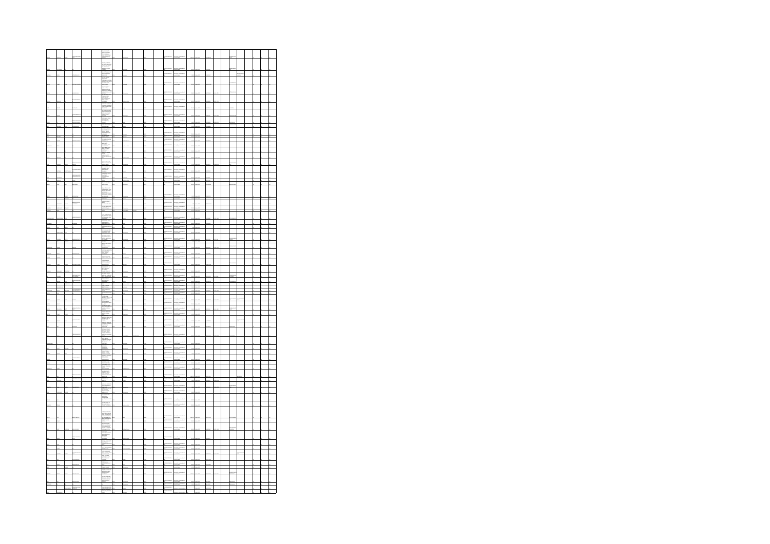|  |  |  | <b>STORY</b> |  |  |  |  |  |  |
|--|--|--|--------------|--|--|--|--|--|--|
|  |  |  |              |  |  |  |  |  |  |
|  |  |  |              |  |  |  |  |  |  |
|  |  |  |              |  |  |  |  |  |  |
|  |  |  |              |  |  |  |  |  |  |
|  |  |  |              |  |  |  |  |  |  |
|  |  |  |              |  |  |  |  |  |  |
|  |  |  |              |  |  |  |  |  |  |
|  |  |  |              |  |  |  |  |  |  |
|  |  |  |              |  |  |  |  |  |  |
|  |  |  |              |  |  |  |  |  |  |
|  |  |  |              |  |  |  |  |  |  |
|  |  |  |              |  |  |  |  |  |  |
|  |  |  |              |  |  |  |  |  |  |
|  |  |  |              |  |  |  |  |  |  |
|  |  |  |              |  |  |  |  |  |  |
|  |  |  |              |  |  |  |  |  |  |
|  |  |  |              |  |  |  |  |  |  |
|  |  |  |              |  |  |  |  |  |  |
|  |  |  |              |  |  |  |  |  |  |
|  |  |  |              |  |  |  |  |  |  |
|  |  |  |              |  |  |  |  |  |  |
|  |  |  |              |  |  |  |  |  |  |
|  |  |  |              |  |  |  |  |  |  |
|  |  |  |              |  |  |  |  |  |  |
|  |  |  |              |  |  |  |  |  |  |
|  |  |  |              |  |  |  |  |  |  |
|  |  |  |              |  |  |  |  |  |  |
|  |  |  |              |  |  |  |  |  |  |
|  |  |  |              |  |  |  |  |  |  |
|  |  |  |              |  |  |  |  |  |  |
|  |  |  |              |  |  |  |  |  |  |
|  |  |  |              |  |  |  |  |  |  |
|  |  |  |              |  |  |  |  |  |  |
|  |  |  |              |  |  |  |  |  |  |
|  |  |  |              |  |  |  |  |  |  |
|  |  |  |              |  |  |  |  |  |  |
|  |  |  |              |  |  |  |  |  |  |
|  |  |  |              |  |  |  |  |  |  |
|  |  |  |              |  |  |  |  |  |  |
|  |  |  |              |  |  |  |  |  |  |
|  |  |  |              |  |  |  |  |  |  |
|  |  |  |              |  |  |  |  |  |  |
|  |  |  |              |  |  |  |  |  |  |
|  |  |  |              |  |  |  |  |  |  |
|  |  |  |              |  |  |  |  |  |  |
|  |  |  |              |  |  |  |  |  |  |
|  |  |  |              |  |  |  |  |  |  |
|  |  |  |              |  |  |  |  |  |  |
|  |  |  |              |  |  |  |  |  |  |
|  |  |  |              |  |  |  |  |  |  |
|  |  |  |              |  |  |  |  |  |  |
|  |  |  |              |  |  |  |  |  |  |
|  |  |  |              |  |  |  |  |  |  |
|  |  |  |              |  |  |  |  |  |  |
|  |  |  |              |  |  |  |  |  |  |
|  |  |  |              |  |  |  |  |  |  |
|  |  |  |              |  |  |  |  |  |  |
|  |  |  |              |  |  |  |  |  |  |
|  |  |  |              |  |  |  |  |  |  |
|  |  |  |              |  |  |  |  |  |  |
|  |  |  |              |  |  |  |  |  |  |
|  |  |  |              |  |  |  |  |  |  |
|  |  |  |              |  |  |  |  |  |  |
|  |  |  |              |  |  |  |  |  |  |
|  |  |  |              |  |  |  |  |  |  |
|  |  |  |              |  |  |  |  |  |  |
|  |  |  |              |  |  |  |  |  |  |
|  |  |  |              |  |  |  |  |  |  |
|  |  |  |              |  |  |  |  |  |  |
|  |  |  |              |  |  |  |  |  |  |
|  |  |  |              |  |  |  |  |  |  |
|  |  |  |              |  |  |  |  |  |  |
|  |  |  | $-200$       |  |  |  |  |  |  |
|  |  |  |              |  |  |  |  |  |  |
|  |  |  |              |  |  |  |  |  |  |
|  |  |  |              |  |  |  |  |  |  |
|  |  |  |              |  |  |  |  |  |  |
|  |  |  |              |  |  |  |  |  |  |
|  |  |  |              |  |  |  |  |  |  |
|  |  |  |              |  |  |  |  |  |  |
|  |  |  |              |  |  |  |  |  |  |
|  |  |  |              |  |  |  |  |  |  |
|  |  |  |              |  |  |  |  |  |  |
|  |  |  |              |  |  |  |  |  |  |
|  |  |  |              |  |  |  |  |  |  |
|  |  |  |              |  |  |  |  |  |  |
|  |  |  |              |  |  |  |  |  |  |
|  |  |  |              |  |  |  |  |  |  |
|  |  |  |              |  |  |  |  |  |  |
|  |  |  |              |  |  |  |  |  |  |
|  |  |  |              |  |  |  |  |  |  |
|  |  |  |              |  |  |  |  |  |  |
|  |  |  |              |  |  |  |  |  |  |
|  |  |  |              |  |  |  |  |  |  |
|  |  |  |              |  |  |  |  |  |  |
|  |  |  |              |  |  |  |  |  |  |
|  |  |  |              |  |  |  |  |  |  |
|  |  |  |              |  |  |  |  |  |  |
|  |  |  |              |  |  |  |  |  |  |
|  |  |  |              |  |  |  |  |  |  |
|  |  |  |              |  |  |  |  |  |  |
|  |  |  |              |  |  |  |  |  |  |
|  |  |  |              |  |  |  |  |  |  |
|  |  |  |              |  |  |  |  |  |  |
|  |  |  |              |  |  |  |  |  |  |
|  |  |  |              |  |  |  |  |  |  |
|  |  |  |              |  |  |  |  |  |  |
|  |  |  |              |  |  |  |  |  |  |
|  |  |  |              |  |  |  |  |  |  |
|  |  |  |              |  |  |  |  |  |  |
|  |  |  |              |  |  |  |  |  |  |
|  |  |  |              |  |  |  |  |  |  |
|  |  |  |              |  |  |  |  |  |  |
|  |  |  |              |  |  |  |  |  |  |
|  |  |  |              |  |  |  |  |  |  |
|  |  |  |              |  |  |  |  |  |  |
|  |  |  |              |  |  |  |  |  |  |
|  |  |  |              |  |  |  |  |  |  |
|  |  |  |              |  |  |  |  |  |  |
|  |  |  |              |  |  |  |  |  |  |
|  |  |  |              |  |  |  |  |  |  |
|  |  |  |              |  |  |  |  |  |  |
|  |  |  |              |  |  |  |  |  |  |
|  |  |  |              |  |  |  |  |  |  |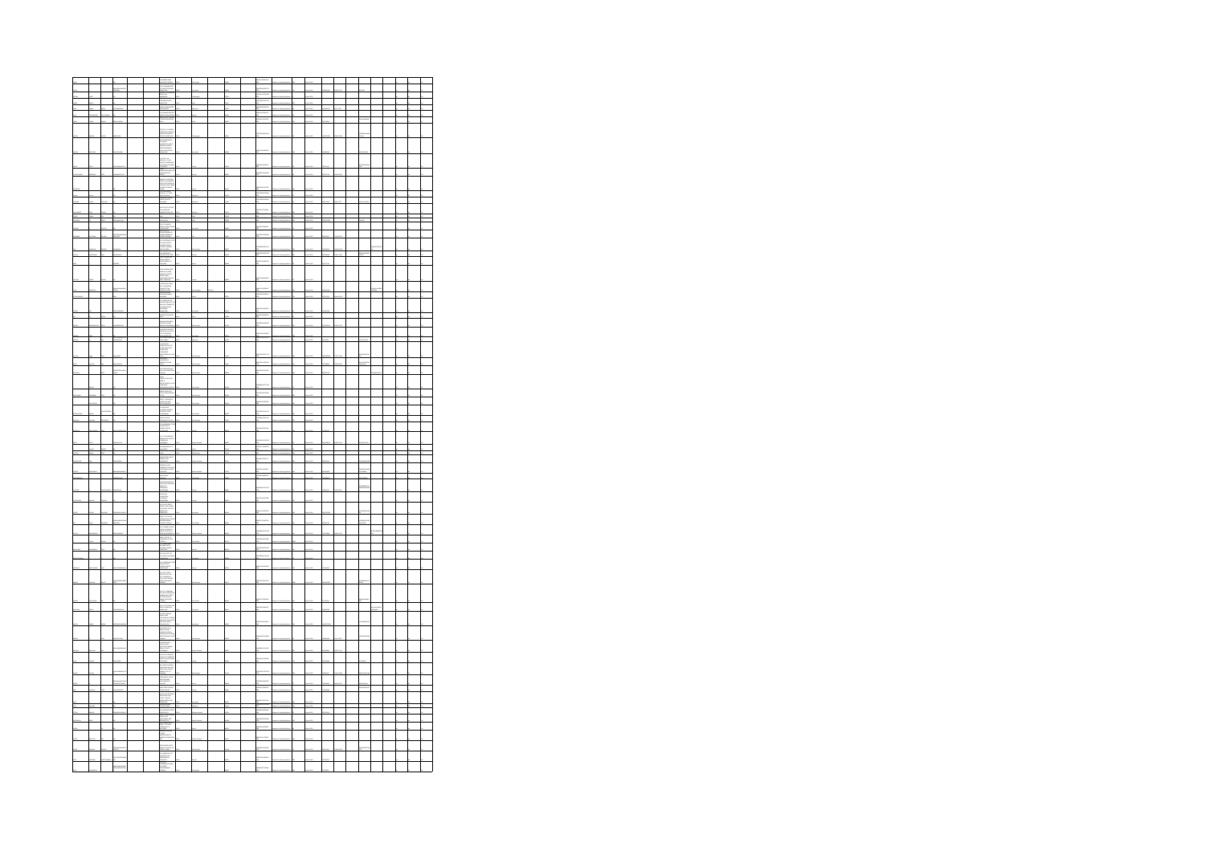|  |  |  |                                                                                                                                                                                                                                         |  |  | -----                         |  |  |  |  |  |  |
|--|--|--|-----------------------------------------------------------------------------------------------------------------------------------------------------------------------------------------------------------------------------------------|--|--|-------------------------------|--|--|--|--|--|--|
|  |  |  |                                                                                                                                                                                                                                         |  |  | <b>START</b>                  |  |  |  |  |  |  |
|  |  |  |                                                                                                                                                                                                                                         |  |  |                               |  |  |  |  |  |  |
|  |  |  |                                                                                                                                                                                                                                         |  |  |                               |  |  |  |  |  |  |
|  |  |  |                                                                                                                                                                                                                                         |  |  |                               |  |  |  |  |  |  |
|  |  |  | 107 (1083~10)<br>1083:<br>1083: 1083<br>1185: 1083: 1083<br>1185: 1083: 1083<br>1285: 1083: 1083<br>1083: 1083: 1083                                                                                                                    |  |  |                               |  |  |  |  |  |  |
|  |  |  |                                                                                                                                                                                                                                         |  |  |                               |  |  |  |  |  |  |
|  |  |  |                                                                                                                                                                                                                                         |  |  |                               |  |  |  |  |  |  |
|  |  |  |                                                                                                                                                                                                                                         |  |  |                               |  |  |  |  |  |  |
|  |  |  |                                                                                                                                                                                                                                         |  |  |                               |  |  |  |  |  |  |
|  |  |  |                                                                                                                                                                                                                                         |  |  |                               |  |  |  |  |  |  |
|  |  |  |                                                                                                                                                                                                                                         |  |  |                               |  |  |  |  |  |  |
|  |  |  |                                                                                                                                                                                                                                         |  |  |                               |  |  |  |  |  |  |
|  |  |  |                                                                                                                                                                                                                                         |  |  |                               |  |  |  |  |  |  |
|  |  |  |                                                                                                                                                                                                                                         |  |  |                               |  |  |  |  |  |  |
|  |  |  |                                                                                                                                                                                                                                         |  |  | $\overline{\phantom{a}}$      |  |  |  |  |  |  |
|  |  |  |                                                                                                                                                                                                                                         |  |  |                               |  |  |  |  |  |  |
|  |  |  |                                                                                                                                                                                                                                         |  |  |                               |  |  |  |  |  |  |
|  |  |  | dia kaominina dia<br>1930an<br>1930an metampiasa kaominina dia kaominina mpikambana amin'ny fivondronan-kaominina mpikambana amin'ny fivondronan-kaominina amin'ny fivondronan-kaominina ara-<br>1930an - Johann John Lee, amin'ny fivo |  |  |                               |  |  |  |  |  |  |
|  |  |  |                                                                                                                                                                                                                                         |  |  | <b><i><u>Property</u></i></b> |  |  |  |  |  |  |
|  |  |  | ÷                                                                                                                                                                                                                                       |  |  |                               |  |  |  |  |  |  |
|  |  |  |                                                                                                                                                                                                                                         |  |  |                               |  |  |  |  |  |  |
|  |  |  | $\frac{1}{2}$                                                                                                                                                                                                                           |  |  |                               |  |  |  |  |  |  |
|  |  |  |                                                                                                                                                                                                                                         |  |  | arrances.                     |  |  |  |  |  |  |
|  |  |  |                                                                                                                                                                                                                                         |  |  |                               |  |  |  |  |  |  |
|  |  |  |                                                                                                                                                                                                                                         |  |  |                               |  |  |  |  |  |  |
|  |  |  | Ξ                                                                                                                                                                                                                                       |  |  |                               |  |  |  |  |  |  |
|  |  |  |                                                                                                                                                                                                                                         |  |  |                               |  |  |  |  |  |  |
|  |  |  | $\frac{1}{2}$                                                                                                                                                                                                                           |  |  |                               |  |  |  |  |  |  |
|  |  |  |                                                                                                                                                                                                                                         |  |  |                               |  |  |  |  |  |  |
|  |  |  |                                                                                                                                                                                                                                         |  |  |                               |  |  |  |  |  |  |
|  |  |  |                                                                                                                                                                                                                                         |  |  |                               |  |  |  |  |  |  |
|  |  |  | $\frac{1}{2}$                                                                                                                                                                                                                           |  |  |                               |  |  |  |  |  |  |
|  |  |  |                                                                                                                                                                                                                                         |  |  |                               |  |  |  |  |  |  |
|  |  |  |                                                                                                                                                                                                                                         |  |  |                               |  |  |  |  |  |  |
|  |  |  |                                                                                                                                                                                                                                         |  |  |                               |  |  |  |  |  |  |
|  |  |  | ż                                                                                                                                                                                                                                       |  |  |                               |  |  |  |  |  |  |
|  |  |  |                                                                                                                                                                                                                                         |  |  |                               |  |  |  |  |  |  |
|  |  |  |                                                                                                                                                                                                                                         |  |  |                               |  |  |  |  |  |  |
|  |  |  | 5,000,000<br>2000,000,000<br>2000,000,000<br>2000,000                                                                                                                                                                                   |  |  |                               |  |  |  |  |  |  |
|  |  |  |                                                                                                                                                                                                                                         |  |  |                               |  |  |  |  |  |  |
|  |  |  | ь.                                                                                                                                                                                                                                      |  |  |                               |  |  |  |  |  |  |
|  |  |  |                                                                                                                                                                                                                                         |  |  |                               |  |  |  |  |  |  |
|  |  |  |                                                                                                                                                                                                                                         |  |  |                               |  |  |  |  |  |  |
|  |  |  |                                                                                                                                                                                                                                         |  |  |                               |  |  |  |  |  |  |
|  |  |  |                                                                                                                                                                                                                                         |  |  |                               |  |  |  |  |  |  |
|  |  |  |                                                                                                                                                                                                                                         |  |  |                               |  |  |  |  |  |  |
|  |  |  |                                                                                                                                                                                                                                         |  |  |                               |  |  |  |  |  |  |
|  |  |  |                                                                                                                                                                                                                                         |  |  |                               |  |  |  |  |  |  |
|  |  |  |                                                                                                                                                                                                                                         |  |  |                               |  |  |  |  |  |  |
|  |  |  | $\mathbb{R}$                                                                                                                                                                                                                            |  |  |                               |  |  |  |  |  |  |
|  |  |  |                                                                                                                                                                                                                                         |  |  |                               |  |  |  |  |  |  |
|  |  |  |                                                                                                                                                                                                                                         |  |  |                               |  |  |  |  |  |  |
|  |  |  |                                                                                                                                                                                                                                         |  |  |                               |  |  |  |  |  |  |
|  |  |  |                                                                                                                                                                                                                                         |  |  |                               |  |  |  |  |  |  |
|  |  |  |                                                                                                                                                                                                                                         |  |  |                               |  |  |  |  |  |  |
|  |  |  |                                                                                                                                                                                                                                         |  |  |                               |  |  |  |  |  |  |
|  |  |  |                                                                                                                                                                                                                                         |  |  |                               |  |  |  |  |  |  |
|  |  |  |                                                                                                                                                                                                                                         |  |  |                               |  |  |  |  |  |  |
|  |  |  |                                                                                                                                                                                                                                         |  |  |                               |  |  |  |  |  |  |
|  |  |  |                                                                                                                                                                                                                                         |  |  |                               |  |  |  |  |  |  |
|  |  |  | $\overline{\phantom{a}}$                                                                                                                                                                                                                |  |  |                               |  |  |  |  |  |  |
|  |  |  |                                                                                                                                                                                                                                         |  |  |                               |  |  |  |  |  |  |
|  |  |  |                                                                                                                                                                                                                                         |  |  |                               |  |  |  |  |  |  |
|  |  |  |                                                                                                                                                                                                                                         |  |  |                               |  |  |  |  |  |  |
|  |  |  | ÷                                                                                                                                                                                                                                       |  |  |                               |  |  |  |  |  |  |
|  |  |  | <b>COMPANY</b>                                                                                                                                                                                                                          |  |  |                               |  |  |  |  |  |  |
|  |  |  |                                                                                                                                                                                                                                         |  |  |                               |  |  |  |  |  |  |
|  |  |  | $\overline{\phantom{a}}$                                                                                                                                                                                                                |  |  |                               |  |  |  |  |  |  |
|  |  |  | Ξ                                                                                                                                                                                                                                       |  |  |                               |  |  |  |  |  |  |
|  |  |  |                                                                                                                                                                                                                                         |  |  |                               |  |  |  |  |  |  |
|  |  |  | È                                                                                                                                                                                                                                       |  |  | $\cdots$                      |  |  |  |  |  |  |
|  |  |  |                                                                                                                                                                                                                                         |  |  |                               |  |  |  |  |  |  |
|  |  |  |                                                                                                                                                                                                                                         |  |  |                               |  |  |  |  |  |  |
|  |  |  |                                                                                                                                                                                                                                         |  |  |                               |  |  |  |  |  |  |
|  |  |  |                                                                                                                                                                                                                                         |  |  |                               |  |  |  |  |  |  |
|  |  |  |                                                                                                                                                                                                                                         |  |  |                               |  |  |  |  |  |  |
|  |  |  |                                                                                                                                                                                                                                         |  |  |                               |  |  |  |  |  |  |
|  |  |  |                                                                                                                                                                                                                                         |  |  |                               |  |  |  |  |  |  |
|  |  |  |                                                                                                                                                                                                                                         |  |  |                               |  |  |  |  |  |  |
|  |  |  |                                                                                                                                                                                                                                         |  |  |                               |  |  |  |  |  |  |
|  |  |  |                                                                                                                                                                                                                                         |  |  |                               |  |  |  |  |  |  |
|  |  |  | Þ                                                                                                                                                                                                                                       |  |  |                               |  |  |  |  |  |  |
|  |  |  |                                                                                                                                                                                                                                         |  |  |                               |  |  |  |  |  |  |
|  |  |  |                                                                                                                                                                                                                                         |  |  |                               |  |  |  |  |  |  |
|  |  |  |                                                                                                                                                                                                                                         |  |  |                               |  |  |  |  |  |  |
|  |  |  |                                                                                                                                                                                                                                         |  |  |                               |  |  |  |  |  |  |
|  |  |  |                                                                                                                                                                                                                                         |  |  |                               |  |  |  |  |  |  |
|  |  |  |                                                                                                                                                                                                                                         |  |  |                               |  |  |  |  |  |  |
|  |  |  | unt annua<br>Frienda<br>Friendalen                                                                                                                                                                                                      |  |  |                               |  |  |  |  |  |  |
|  |  |  | $\frac{1}{2}$                                                                                                                                                                                                                           |  |  |                               |  |  |  |  |  |  |
|  |  |  |                                                                                                                                                                                                                                         |  |  |                               |  |  |  |  |  |  |
|  |  |  |                                                                                                                                                                                                                                         |  |  |                               |  |  |  |  |  |  |
|  |  |  |                                                                                                                                                                                                                                         |  |  |                               |  |  |  |  |  |  |
|  |  |  | an ana                                                                                                                                                                                                                                  |  |  |                               |  |  |  |  |  |  |
|  |  |  |                                                                                                                                                                                                                                         |  |  |                               |  |  |  |  |  |  |
|  |  |  |                                                                                                                                                                                                                                         |  |  |                               |  |  |  |  |  |  |
|  |  |  |                                                                                                                                                                                                                                         |  |  |                               |  |  |  |  |  |  |
|  |  |  |                                                                                                                                                                                                                                         |  |  |                               |  |  |  |  |  |  |
|  |  |  |                                                                                                                                                                                                                                         |  |  |                               |  |  |  |  |  |  |
|  |  |  |                                                                                                                                                                                                                                         |  |  |                               |  |  |  |  |  |  |
|  |  |  |                                                                                                                                                                                                                                         |  |  |                               |  |  |  |  |  |  |
|  |  |  |                                                                                                                                                                                                                                         |  |  |                               |  |  |  |  |  |  |
|  |  |  |                                                                                                                                                                                                                                         |  |  |                               |  |  |  |  |  |  |
|  |  |  |                                                                                                                                                                                                                                         |  |  |                               |  |  |  |  |  |  |
|  |  |  |                                                                                                                                                                                                                                         |  |  |                               |  |  |  |  |  |  |
|  |  |  |                                                                                                                                                                                                                                         |  |  |                               |  |  |  |  |  |  |
|  |  |  |                                                                                                                                                                                                                                         |  |  |                               |  |  |  |  |  |  |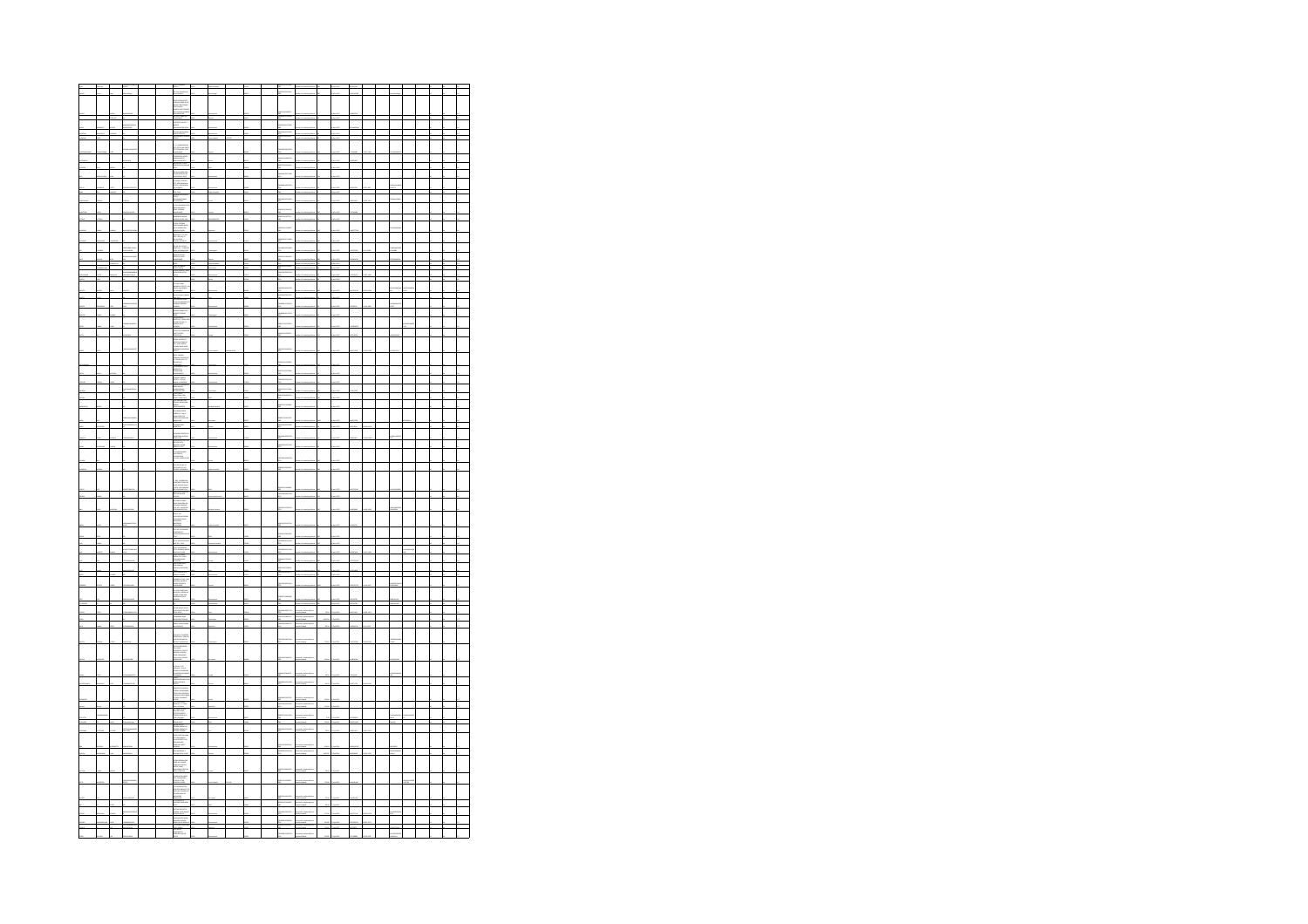|  |  |  | b.      |  |  |  |                                |  |  |  |  |  |  |
|--|--|--|---------|--|--|--|--------------------------------|--|--|--|--|--|--|
|  |  |  |         |  |  |  |                                |  |  |  |  |  |  |
|  |  |  |         |  |  |  |                                |  |  |  |  |  |  |
|  |  |  |         |  |  |  |                                |  |  |  |  |  |  |
|  |  |  |         |  |  |  |                                |  |  |  |  |  |  |
|  |  |  |         |  |  |  |                                |  |  |  |  |  |  |
|  |  |  |         |  |  |  |                                |  |  |  |  |  |  |
|  |  |  |         |  |  |  |                                |  |  |  |  |  |  |
|  |  |  |         |  |  |  |                                |  |  |  |  |  |  |
|  |  |  |         |  |  |  |                                |  |  |  |  |  |  |
|  |  |  |         |  |  |  |                                |  |  |  |  |  |  |
|  |  |  |         |  |  |  |                                |  |  |  |  |  |  |
|  |  |  |         |  |  |  |                                |  |  |  |  |  |  |
|  |  |  |         |  |  |  |                                |  |  |  |  |  |  |
|  |  |  |         |  |  |  |                                |  |  |  |  |  |  |
|  |  |  |         |  |  |  |                                |  |  |  |  |  |  |
|  |  |  |         |  |  |  |                                |  |  |  |  |  |  |
|  |  |  |         |  |  |  |                                |  |  |  |  |  |  |
|  |  |  |         |  |  |  |                                |  |  |  |  |  |  |
|  |  |  |         |  |  |  |                                |  |  |  |  |  |  |
|  |  |  |         |  |  |  |                                |  |  |  |  |  |  |
|  |  |  |         |  |  |  |                                |  |  |  |  |  |  |
|  |  |  |         |  |  |  |                                |  |  |  |  |  |  |
|  |  |  |         |  |  |  |                                |  |  |  |  |  |  |
|  |  |  |         |  |  |  |                                |  |  |  |  |  |  |
|  |  |  |         |  |  |  |                                |  |  |  |  |  |  |
|  |  |  |         |  |  |  |                                |  |  |  |  |  |  |
|  |  |  |         |  |  |  |                                |  |  |  |  |  |  |
|  |  |  |         |  |  |  |                                |  |  |  |  |  |  |
|  |  |  |         |  |  |  |                                |  |  |  |  |  |  |
|  |  |  |         |  |  |  |                                |  |  |  |  |  |  |
|  |  |  |         |  |  |  |                                |  |  |  |  |  |  |
|  |  |  |         |  |  |  |                                |  |  |  |  |  |  |
|  |  |  |         |  |  |  |                                |  |  |  |  |  |  |
|  |  |  | $-1000$ |  |  |  |                                |  |  |  |  |  |  |
|  |  |  |         |  |  |  |                                |  |  |  |  |  |  |
|  |  |  |         |  |  |  |                                |  |  |  |  |  |  |
|  |  |  |         |  |  |  |                                |  |  |  |  |  |  |
|  |  |  |         |  |  |  |                                |  |  |  |  |  |  |
|  |  |  |         |  |  |  |                                |  |  |  |  |  |  |
|  |  |  |         |  |  |  |                                |  |  |  |  |  |  |
|  |  |  |         |  |  |  |                                |  |  |  |  |  |  |
|  |  |  |         |  |  |  |                                |  |  |  |  |  |  |
|  |  |  |         |  |  |  |                                |  |  |  |  |  |  |
|  |  |  |         |  |  |  |                                |  |  |  |  |  |  |
|  |  |  |         |  |  |  |                                |  |  |  |  |  |  |
|  |  |  |         |  |  |  |                                |  |  |  |  |  |  |
|  |  |  |         |  |  |  |                                |  |  |  |  |  |  |
|  |  |  |         |  |  |  |                                |  |  |  |  |  |  |
|  |  |  |         |  |  |  |                                |  |  |  |  |  |  |
|  |  |  |         |  |  |  |                                |  |  |  |  |  |  |
|  |  |  |         |  |  |  |                                |  |  |  |  |  |  |
|  |  |  |         |  |  |  |                                |  |  |  |  |  |  |
|  |  |  |         |  |  |  |                                |  |  |  |  |  |  |
|  |  |  |         |  |  |  |                                |  |  |  |  |  |  |
|  |  |  |         |  |  |  |                                |  |  |  |  |  |  |
|  |  |  |         |  |  |  |                                |  |  |  |  |  |  |
|  |  |  |         |  |  |  |                                |  |  |  |  |  |  |
|  |  |  |         |  |  |  | .<br>Manazarta da              |  |  |  |  |  |  |
|  |  |  |         |  |  |  |                                |  |  |  |  |  |  |
|  |  |  |         |  |  |  |                                |  |  |  |  |  |  |
|  |  |  |         |  |  |  |                                |  |  |  |  |  |  |
|  |  |  |         |  |  |  |                                |  |  |  |  |  |  |
|  |  |  |         |  |  |  |                                |  |  |  |  |  |  |
|  |  |  |         |  |  |  |                                |  |  |  |  |  |  |
|  |  |  |         |  |  |  |                                |  |  |  |  |  |  |
|  |  |  |         |  |  |  |                                |  |  |  |  |  |  |
|  |  |  |         |  |  |  |                                |  |  |  |  |  |  |
|  |  |  |         |  |  |  |                                |  |  |  |  |  |  |
|  |  |  |         |  |  |  |                                |  |  |  |  |  |  |
|  |  |  |         |  |  |  |                                |  |  |  |  |  |  |
|  |  |  |         |  |  |  |                                |  |  |  |  |  |  |
|  |  |  |         |  |  |  |                                |  |  |  |  |  |  |
|  |  |  |         |  |  |  |                                |  |  |  |  |  |  |
|  |  |  |         |  |  |  | ł                              |  |  |  |  |  |  |
|  |  |  |         |  |  |  |                                |  |  |  |  |  |  |
|  |  |  |         |  |  |  |                                |  |  |  |  |  |  |
|  |  |  |         |  |  |  |                                |  |  |  |  |  |  |
|  |  |  |         |  |  |  | $\mathbb{R}$<br>$\overline{a}$ |  |  |  |  |  |  |
|  |  |  |         |  |  |  |                                |  |  |  |  |  |  |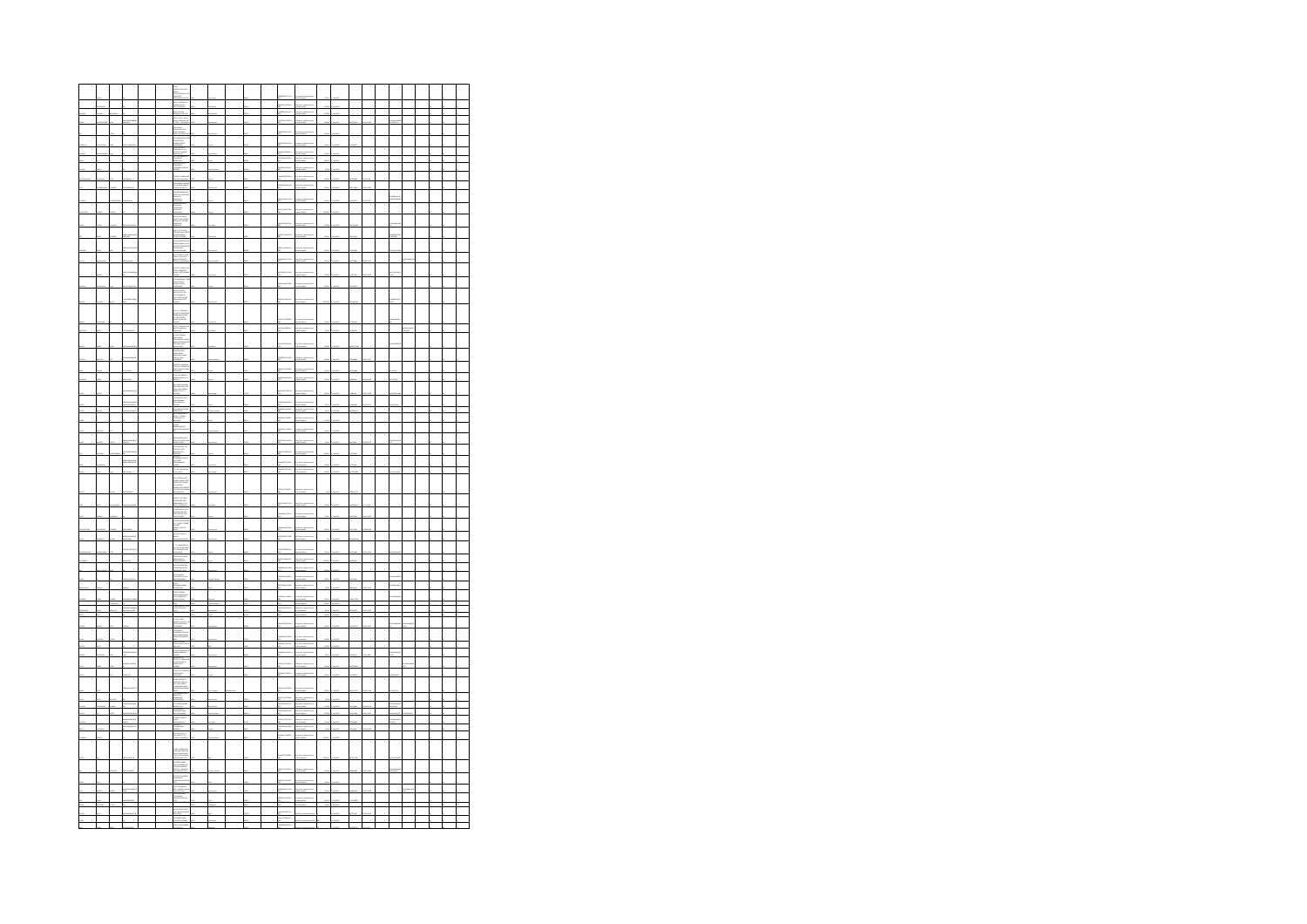|  |  |  | m             |  |  |                               |   |  |  |  |  |  |  |
|--|--|--|---------------|--|--|-------------------------------|---|--|--|--|--|--|--|
|  |  |  |               |  |  |                               |   |  |  |  |  |  |  |
|  |  |  |               |  |  |                               |   |  |  |  |  |  |  |
|  |  |  |               |  |  |                               |   |  |  |  |  |  |  |
|  |  |  |               |  |  |                               |   |  |  |  |  |  |  |
|  |  |  |               |  |  |                               |   |  |  |  |  |  |  |
|  |  |  |               |  |  |                               |   |  |  |  |  |  |  |
|  |  |  |               |  |  |                               |   |  |  |  |  |  |  |
|  |  |  |               |  |  |                               |   |  |  |  |  |  |  |
|  |  |  |               |  |  |                               |   |  |  |  |  |  |  |
|  |  |  |               |  |  |                               |   |  |  |  |  |  |  |
|  |  |  |               |  |  |                               |   |  |  |  |  |  |  |
|  |  |  |               |  |  |                               |   |  |  |  |  |  |  |
|  |  |  | ine.          |  |  |                               |   |  |  |  |  |  |  |
|  |  |  |               |  |  |                               |   |  |  |  |  |  |  |
|  |  |  |               |  |  |                               |   |  |  |  |  |  |  |
|  |  |  |               |  |  |                               |   |  |  |  |  |  |  |
|  |  |  |               |  |  |                               |   |  |  |  |  |  |  |
|  |  |  |               |  |  |                               |   |  |  |  |  |  |  |
|  |  |  |               |  |  |                               |   |  |  |  |  |  |  |
|  |  |  |               |  |  |                               |   |  |  |  |  |  |  |
|  |  |  |               |  |  |                               |   |  |  |  |  |  |  |
|  |  |  |               |  |  |                               |   |  |  |  |  |  |  |
|  |  |  |               |  |  |                               |   |  |  |  |  |  |  |
|  |  |  |               |  |  |                               |   |  |  |  |  |  |  |
|  |  |  |               |  |  |                               |   |  |  |  |  |  |  |
|  |  |  |               |  |  |                               |   |  |  |  |  |  |  |
|  |  |  |               |  |  |                               |   |  |  |  |  |  |  |
|  |  |  |               |  |  |                               |   |  |  |  |  |  |  |
|  |  |  |               |  |  |                               |   |  |  |  |  |  |  |
|  |  |  |               |  |  |                               |   |  |  |  |  |  |  |
|  |  |  |               |  |  |                               |   |  |  |  |  |  |  |
|  |  |  |               |  |  |                               |   |  |  |  |  |  |  |
|  |  |  |               |  |  |                               |   |  |  |  |  |  |  |
|  |  |  |               |  |  |                               |   |  |  |  |  |  |  |
|  |  |  |               |  |  |                               |   |  |  |  |  |  |  |
|  |  |  |               |  |  |                               |   |  |  |  |  |  |  |
|  |  |  |               |  |  |                               |   |  |  |  |  |  |  |
|  |  |  |               |  |  |                               |   |  |  |  |  |  |  |
|  |  |  |               |  |  |                               |   |  |  |  |  |  |  |
|  |  |  |               |  |  |                               |   |  |  |  |  |  |  |
|  |  |  |               |  |  |                               |   |  |  |  |  |  |  |
|  |  |  |               |  |  |                               |   |  |  |  |  |  |  |
|  |  |  |               |  |  |                               |   |  |  |  |  |  |  |
|  |  |  | <b>COLOR</b>  |  |  |                               |   |  |  |  |  |  |  |
|  |  |  |               |  |  |                               |   |  |  |  |  |  |  |
|  |  |  |               |  |  |                               |   |  |  |  |  |  |  |
|  |  |  |               |  |  |                               |   |  |  |  |  |  |  |
|  |  |  |               |  |  |                               |   |  |  |  |  |  |  |
|  |  |  |               |  |  |                               |   |  |  |  |  |  |  |
|  |  |  |               |  |  |                               |   |  |  |  |  |  |  |
|  |  |  |               |  |  |                               |   |  |  |  |  |  |  |
|  |  |  |               |  |  |                               |   |  |  |  |  |  |  |
|  |  |  |               |  |  |                               |   |  |  |  |  |  |  |
|  |  |  |               |  |  |                               |   |  |  |  |  |  |  |
|  |  |  |               |  |  |                               |   |  |  |  |  |  |  |
|  |  |  |               |  |  |                               |   |  |  |  |  |  |  |
|  |  |  |               |  |  |                               |   |  |  |  |  |  |  |
|  |  |  |               |  |  |                               |   |  |  |  |  |  |  |
|  |  |  |               |  |  |                               |   |  |  |  |  |  |  |
|  |  |  |               |  |  |                               |   |  |  |  |  |  |  |
|  |  |  |               |  |  |                               |   |  |  |  |  |  |  |
|  |  |  |               |  |  |                               |   |  |  |  |  |  |  |
|  |  |  |               |  |  |                               |   |  |  |  |  |  |  |
|  |  |  |               |  |  |                               |   |  |  |  |  |  |  |
|  |  |  |               |  |  |                               |   |  |  |  |  |  |  |
|  |  |  |               |  |  |                               |   |  |  |  |  |  |  |
|  |  |  |               |  |  |                               |   |  |  |  |  |  |  |
|  |  |  |               |  |  |                               |   |  |  |  |  |  |  |
|  |  |  |               |  |  |                               |   |  |  |  |  |  |  |
|  |  |  |               |  |  |                               |   |  |  |  |  |  |  |
|  |  |  |               |  |  |                               |   |  |  |  |  |  |  |
|  |  |  |               |  |  |                               |   |  |  |  |  |  |  |
|  |  |  |               |  |  |                               |   |  |  |  |  |  |  |
|  |  |  |               |  |  |                               |   |  |  |  |  |  |  |
|  |  |  |               |  |  |                               |   |  |  |  |  |  |  |
|  |  |  |               |  |  |                               |   |  |  |  |  |  |  |
|  |  |  |               |  |  |                               |   |  |  |  |  |  |  |
|  |  |  |               |  |  |                               |   |  |  |  |  |  |  |
|  |  |  |               |  |  |                               |   |  |  |  |  |  |  |
|  |  |  |               |  |  |                               |   |  |  |  |  |  |  |
|  |  |  |               |  |  |                               |   |  |  |  |  |  |  |
|  |  |  |               |  |  |                               |   |  |  |  |  |  |  |
|  |  |  |               |  |  |                               |   |  |  |  |  |  |  |
|  |  |  |               |  |  |                               |   |  |  |  |  |  |  |
|  |  |  |               |  |  |                               |   |  |  |  |  |  |  |
|  |  |  | $\equiv$<br>ŀ |  |  | Γ<br>$\overline{\phantom{a}}$ | I |  |  |  |  |  |  |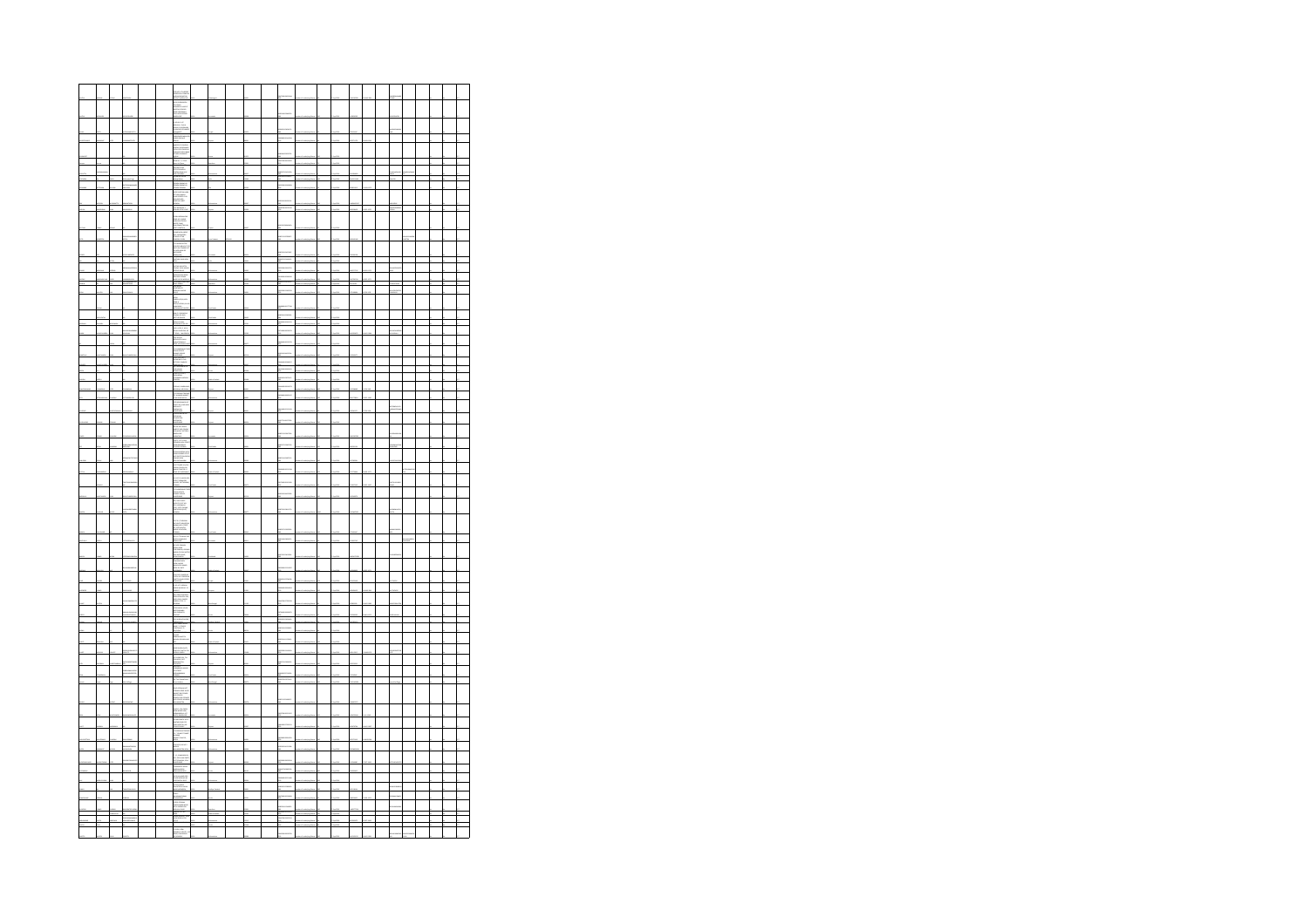|  |  |  | in i                                                                                   |  |  |       |  |  |  |   |  |  |
|--|--|--|----------------------------------------------------------------------------------------|--|--|-------|--|--|--|---|--|--|
|  |  |  |                                                                                        |  |  |       |  |  |  |   |  |  |
|  |  |  |                                                                                        |  |  |       |  |  |  |   |  |  |
|  |  |  |                                                                                        |  |  |       |  |  |  |   |  |  |
|  |  |  |                                                                                        |  |  |       |  |  |  |   |  |  |
|  |  |  | e de Tara<br>contrato<br>com a los<br>chasternos                                       |  |  |       |  |  |  |   |  |  |
|  |  |  | en.                                                                                    |  |  |       |  |  |  |   |  |  |
|  |  |  |                                                                                        |  |  |       |  |  |  |   |  |  |
|  |  |  |                                                                                        |  |  |       |  |  |  |   |  |  |
|  |  |  |                                                                                        |  |  |       |  |  |  |   |  |  |
|  |  |  |                                                                                        |  |  |       |  |  |  |   |  |  |
|  |  |  | ÷<br>E                                                                                 |  |  |       |  |  |  |   |  |  |
|  |  |  |                                                                                        |  |  |       |  |  |  |   |  |  |
|  |  |  |                                                                                        |  |  |       |  |  |  |   |  |  |
|  |  |  | men.<br>Time                                                                           |  |  |       |  |  |  |   |  |  |
|  |  |  |                                                                                        |  |  |       |  |  |  |   |  |  |
|  |  |  |                                                                                        |  |  |       |  |  |  |   |  |  |
|  |  |  |                                                                                        |  |  |       |  |  |  |   |  |  |
|  |  |  |                                                                                        |  |  |       |  |  |  |   |  |  |
|  |  |  |                                                                                        |  |  |       |  |  |  |   |  |  |
|  |  |  |                                                                                        |  |  |       |  |  |  |   |  |  |
|  |  |  |                                                                                        |  |  |       |  |  |  |   |  |  |
|  |  |  |                                                                                        |  |  |       |  |  |  |   |  |  |
|  |  |  | amanon.<br>Manazarta                                                                   |  |  |       |  |  |  |   |  |  |
|  |  |  |                                                                                        |  |  |       |  |  |  |   |  |  |
|  |  |  |                                                                                        |  |  |       |  |  |  |   |  |  |
|  |  |  | 1.4 Madrid<br>NY JASON<br>NY SIMBAD                                                    |  |  |       |  |  |  |   |  |  |
|  |  |  |                                                                                        |  |  |       |  |  |  |   |  |  |
|  |  |  |                                                                                        |  |  | aman. |  |  |  |   |  |  |
|  |  |  |                                                                                        |  |  |       |  |  |  |   |  |  |
|  |  |  |                                                                                        |  |  |       |  |  |  |   |  |  |
|  |  |  |                                                                                        |  |  |       |  |  |  |   |  |  |
|  |  |  |                                                                                        |  |  |       |  |  |  |   |  |  |
|  |  |  | ≒                                                                                      |  |  |       |  |  |  |   |  |  |
|  |  |  |                                                                                        |  |  |       |  |  |  |   |  |  |
|  |  |  |                                                                                        |  |  |       |  |  |  |   |  |  |
|  |  |  |                                                                                        |  |  |       |  |  |  |   |  |  |
|  |  |  |                                                                                        |  |  |       |  |  |  |   |  |  |
|  |  |  |                                                                                        |  |  |       |  |  |  |   |  |  |
|  |  |  |                                                                                        |  |  |       |  |  |  |   |  |  |
|  |  |  | anananan                                                                               |  |  |       |  |  |  |   |  |  |
|  |  |  |                                                                                        |  |  |       |  |  |  |   |  |  |
|  |  |  | Ξ                                                                                      |  |  |       |  |  |  |   |  |  |
|  |  |  |                                                                                        |  |  |       |  |  |  |   |  |  |
|  |  |  | ÷                                                                                      |  |  |       |  |  |  |   |  |  |
|  |  |  | (1) 57 0.00                                                                            |  |  |       |  |  |  |   |  |  |
|  |  |  |                                                                                        |  |  |       |  |  |  |   |  |  |
|  |  |  |                                                                                        |  |  |       |  |  |  |   |  |  |
|  |  |  | $\frac{1}{2}$                                                                          |  |  |       |  |  |  |   |  |  |
|  |  |  | an<br>Saint                                                                            |  |  |       |  |  |  |   |  |  |
|  |  |  |                                                                                        |  |  |       |  |  |  |   |  |  |
|  |  |  | di Paulong<br>19 de januari -<br>19 de januari -<br>19 de januari -<br>19 de januari - |  |  |       |  |  |  |   |  |  |
|  |  |  |                                                                                        |  |  |       |  |  |  |   |  |  |
|  |  |  |                                                                                        |  |  |       |  |  |  |   |  |  |
|  |  |  |                                                                                        |  |  |       |  |  |  |   |  |  |
|  |  |  | sent support<br>colors, Parties<br>colors and modern<br>colors and                     |  |  |       |  |  |  |   |  |  |
|  |  |  |                                                                                        |  |  |       |  |  |  |   |  |  |
|  |  |  |                                                                                        |  |  |       |  |  |  |   |  |  |
|  |  |  | ÷                                                                                      |  |  |       |  |  |  |   |  |  |
|  |  |  |                                                                                        |  |  |       |  |  |  |   |  |  |
|  |  |  |                                                                                        |  |  |       |  |  |  | ÷ |  |  |
|  |  |  |                                                                                        |  |  |       |  |  |  |   |  |  |
|  |  |  |                                                                                        |  |  |       |  |  |  |   |  |  |
|  |  |  |                                                                                        |  |  |       |  |  |  |   |  |  |
|  |  |  |                                                                                        |  |  |       |  |  |  |   |  |  |
|  |  |  |                                                                                        |  |  |       |  |  |  |   |  |  |
|  |  |  |                                                                                        |  |  |       |  |  |  |   |  |  |
|  |  |  | 027 MARCH<br>1706년 10월<br>1708 Marc                                                    |  |  |       |  |  |  |   |  |  |
|  |  |  |                                                                                        |  |  |       |  |  |  |   |  |  |
|  |  |  | Į.                                                                                     |  |  |       |  |  |  |   |  |  |
|  |  |  |                                                                                        |  |  |       |  |  |  |   |  |  |
|  |  |  | $\frac{1}{2}$                                                                          |  |  |       |  |  |  |   |  |  |
|  |  |  |                                                                                        |  |  |       |  |  |  |   |  |  |
|  |  |  |                                                                                        |  |  |       |  |  |  |   |  |  |
|  |  |  |                                                                                        |  |  |       |  |  |  |   |  |  |
|  |  |  | $\overline{a}$                                                                         |  |  |       |  |  |  |   |  |  |
|  |  |  | i<br>Milita<br>Milita                                                                  |  |  |       |  |  |  |   |  |  |
|  |  |  |                                                                                        |  |  |       |  |  |  |   |  |  |
|  |  |  |                                                                                        |  |  |       |  |  |  |   |  |  |
|  |  |  | mente<br>Balti                                                                         |  |  |       |  |  |  |   |  |  |
|  |  |  |                                                                                        |  |  |       |  |  |  |   |  |  |
|  |  |  | ÷.                                                                                     |  |  |       |  |  |  |   |  |  |
|  |  |  |                                                                                        |  |  |       |  |  |  |   |  |  |
|  |  |  |                                                                                        |  |  |       |  |  |  |   |  |  |
|  |  |  |                                                                                        |  |  |       |  |  |  |   |  |  |
|  |  |  |                                                                                        |  |  |       |  |  |  |   |  |  |
|  |  |  |                                                                                        |  |  |       |  |  |  |   |  |  |
|  |  |  |                                                                                        |  |  |       |  |  |  |   |  |  |
|  |  |  |                                                                                        |  |  |       |  |  |  |   |  |  |
|  |  |  |                                                                                        |  |  |       |  |  |  |   |  |  |
|  |  |  |                                                                                        |  |  |       |  |  |  |   |  |  |
|  |  |  |                                                                                        |  |  |       |  |  |  |   |  |  |
|  |  |  |                                                                                        |  |  |       |  |  |  |   |  |  |
|  |  |  |                                                                                        |  |  |       |  |  |  |   |  |  |
|  |  |  |                                                                                        |  |  |       |  |  |  |   |  |  |
|  |  |  |                                                                                        |  |  |       |  |  |  |   |  |  |
|  |  |  |                                                                                        |  |  |       |  |  |  |   |  |  |
|  |  |  |                                                                                        |  |  |       |  |  |  |   |  |  |
|  |  |  |                                                                                        |  |  |       |  |  |  |   |  |  |
|  |  |  |                                                                                        |  |  |       |  |  |  |   |  |  |
|  |  |  |                                                                                        |  |  |       |  |  |  |   |  |  |
|  |  |  |                                                                                        |  |  |       |  |  |  |   |  |  |
|  |  |  |                                                                                        |  |  |       |  |  |  |   |  |  |
|  |  |  |                                                                                        |  |  |       |  |  |  |   |  |  |
|  |  |  |                                                                                        |  |  |       |  |  |  |   |  |  |